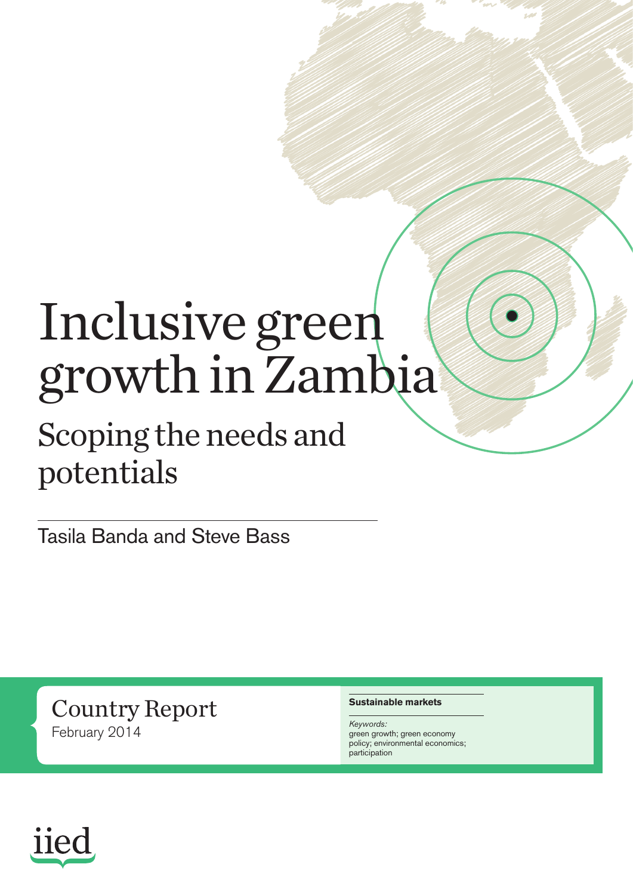# Inclusive green growth in Zambia

## Scoping the needs and potentials

Tasila Banda and Steve Bass

Country Report
February 2014

**Sustainable markets**

*Keywords:*
green growth; green economy policy; environmental economics; participation

iied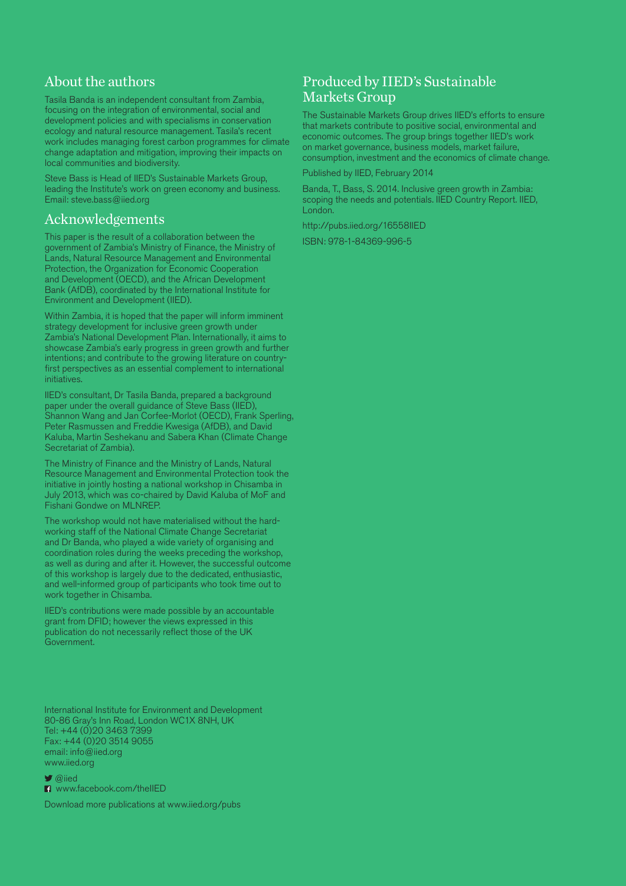## About the authors

Tasila Banda is an independent consultant from Zambia, focusing on the integration of environmental, social and development policies and with specialisms in conservation ecology and natural resource management. Tasila's recent work includes managing forest carbon programmes for climate change adaptation and mitigation, improving their impacts on local communities and biodiversity.

Steve Bass is Head of IIED's Sustainable Markets Group, leading the Institute's work on green economy and business. Email: steve.bass@iied.org

## Acknowledgements

This paper is the result of a collaboration between the government of Zambia's Ministry of Finance, the Ministry of Lands, Natural Resource Management and Environmental Protection, the Organization for Economic Cooperation and Development (OECD), and the African Development Bank (AfDB), coordinated by the International Institute for Environment and Development (IIED).

Within Zambia, it is hoped that the paper will inform imminent strategy development for inclusive green growth under Zambia's National Development Plan. Internationally, it aims to showcase Zambia's early progress in green growth and further intentions; and contribute to the growing literature on country-first perspectives as an essential complement to international initiatives.

IIED's consultant, Dr Tasila Banda, prepared a background paper under the overall guidance of Steve Bass (IIED), Shannon Wang and Jan Corfee-Morlot (OECD), Frank Sperling, Peter Rasmussen and Freddie Kwesiga (AfDB), and David Kaluba, Martin Seshekanu and Sabera Khan (Climate Change Secretariat of Zambia).

The Ministry of Finance and the Ministry of Lands, Natural Resource Management and Environmental Protection took the initiative in jointly hosting a national workshop in Chisamba in July 2013, which was co-chaired by David Kaluba of MoF and Fishani Gondwe on MLNREP.

The workshop would not have materialised without the hard-working staff of the National Climate Change Secretariat and Dr Banda, who played a wide variety of organising and coordination roles during the weeks preceding the workshop, as well as during and after it. However, the successful outcome of this workshop is largely due to the dedicated, enthusiastic, and well-informed group of participants who took time out to work together in Chisamba.

IIED's contributions were made possible by an accountable grant from DFID; however the views expressed in this publication do not necessarily reflect those of the UK Government.

International Institute for Environment and Development
80-86 Gray's Inn Road, London WC1X 8NH, UK
Tel: +44 (0)20 3463 7399
Fax: +44 (0)20 3514 9055
email: info@iied.org
www.iied.org

@iied
www.facebook.com/theIIED

Download more publications at www.iied.org/pubs

## Produced by IIED's Sustainable Markets Group

The Sustainable Markets Group drives IIED's efforts to ensure that markets contribute to positive social, environmental and economic outcomes. The group brings together IIED's work on market governance, business models, market failure, consumption, investment and the economics of climate change.

Published by IIED, February 2014

Banda, T., Bass, S. 2014. Inclusive green growth in Zambia: scoping the needs and potentials. IIED Country Report. IIED, London.

http://pubs.iied.org/16558IIED

ISBN: 978-1-84369-996-5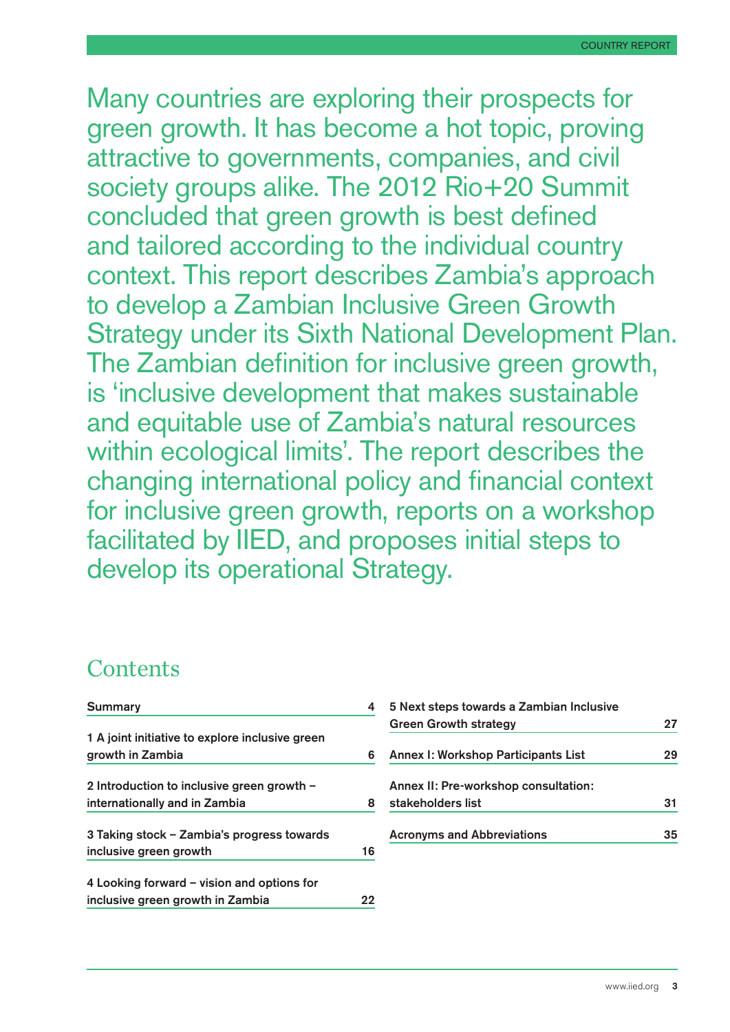Many countries are exploring their prospects for green growth. It has become a hot topic, proving attractive to governments, companies, and civil society groups alike. The 2012 Rio+20 Summit concluded that green growth is best defined and tailored according to the individual country context. This report describes Zambia's approach to develop a Zambian Inclusive Green Growth Strategy under its Sixth National Development Plan. The Zambian definition for inclusive green growth, is 'inclusive development that makes sustainable and equitable use of Zambia's natural resources within ecological limits'. The report describes the changing international policy and financial context for inclusive green growth, reports on a workshop facilitated by IIED, and proposes initial steps to develop its operational Strategy.

## Contents

| | |
|---|---|
| Summary | 4 |
| 1 A joint initiative to explore inclusive green growth in Zambia | 6 |
| 2 Introduction to inclusive green growth – internationally and in Zambia | 8 |
| 3 Taking stock – Zambia's progress towards inclusive green growth | 16 |
| 4 Looking forward – vision and options for inclusive green growth in Zambia | 22 |
| 5 Next steps towards a Zambian Inclusive Green Growth strategy | 27 |
| Annex I: Workshop Participants List | 29 |
| Annex II: Pre-workshop consultation: stakeholders list | 31 |
| Acronyms and Abbreviations | 35 |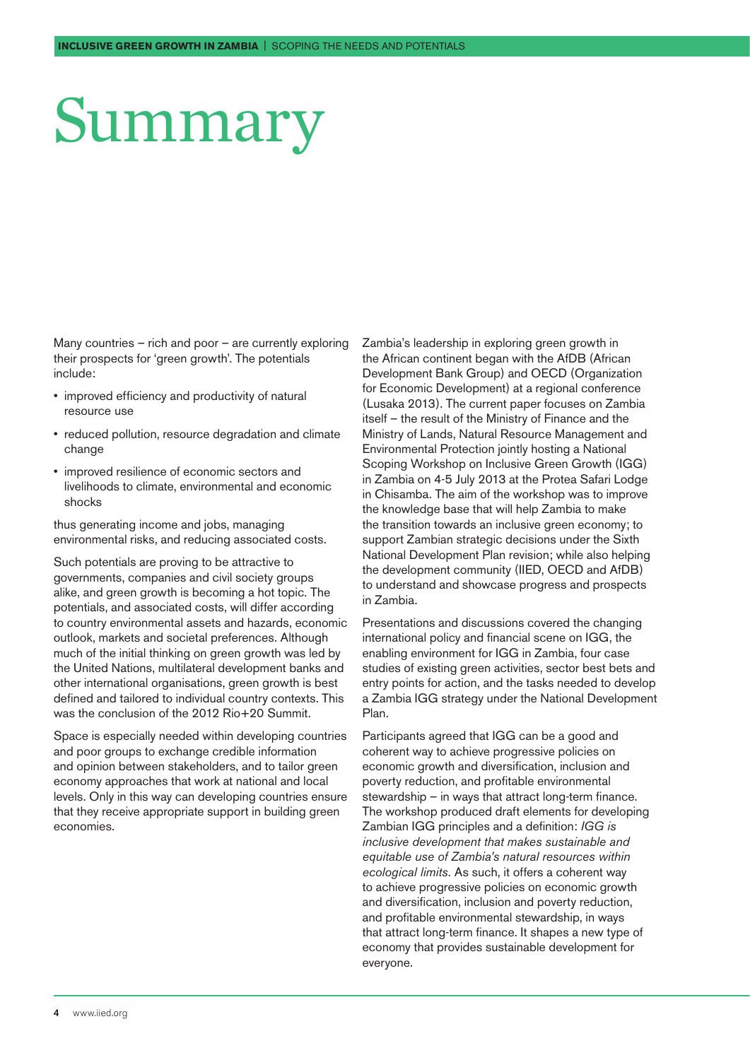# Summary

Many countries – rich and poor – are currently exploring their prospects for 'green growth'. The potentials include:

- improved efficiency and productivity of natural resource use
- reduced pollution, resource degradation and climate change
- improved resilience of economic sectors and livelihoods to climate, environmental and economic shocks

thus generating income and jobs, managing environmental risks, and reducing associated costs.

Such potentials are proving to be attractive to governments, companies and civil society groups alike, and green growth is becoming a hot topic. The potentials, and associated costs, will differ according to country environmental assets and hazards, economic outlook, markets and societal preferences. Although much of the initial thinking on green growth was led by the United Nations, multilateral development banks and other international organisations, green growth is best defined and tailored to individual country contexts. This was the conclusion of the 2012 Rio+20 Summit.

Space is especially needed within developing countries and poor groups to exchange credible information and opinion between stakeholders, and to tailor green economy approaches that work at national and local levels. Only in this way can developing countries ensure that they receive appropriate support in building green economies.

Zambia's leadership in exploring green growth in the African continent began with the AfDB (African Development Bank Group) and OECD (Organization for Economic Development) at a regional conference (Lusaka 2013). The current paper focuses on Zambia itself – the result of the Ministry of Finance and the Ministry of Lands, Natural Resource Management and Environmental Protection jointly hosting a National Scoping Workshop on Inclusive Green Growth (IGG) in Zambia on 4-5 July 2013 at the Protea Safari Lodge in Chisamba. The aim of the workshop was to improve the knowledge base that will help Zambia to make the transition towards an inclusive green economy; to support Zambian strategic decisions under the Sixth National Development Plan revision; while also helping the development community (IIED, OECD and AfDB) to understand and showcase progress and prospects in Zambia.

Presentations and discussions covered the changing international policy and financial scene on IGG, the enabling environment for IGG in Zambia, four case studies of existing green activities, sector best bets and entry points for action, and the tasks needed to develop a Zambia IGG strategy under the National Development Plan.

Participants agreed that IGG can be a good and coherent way to achieve progressive policies on economic growth and diversification, inclusion and poverty reduction, and profitable environmental stewardship – in ways that attract long-term finance. The workshop produced draft elements for developing Zambian IGG principles and a definition: *IGG is inclusive development that makes sustainable and equitable use of Zambia's natural resources within ecological limits.* As such, it offers a coherent way to achieve progressive policies on economic growth and diversification, inclusion and poverty reduction, and profitable environmental stewardship, in ways that attract long-term finance. It shapes a new type of economy that provides sustainable development for everyone.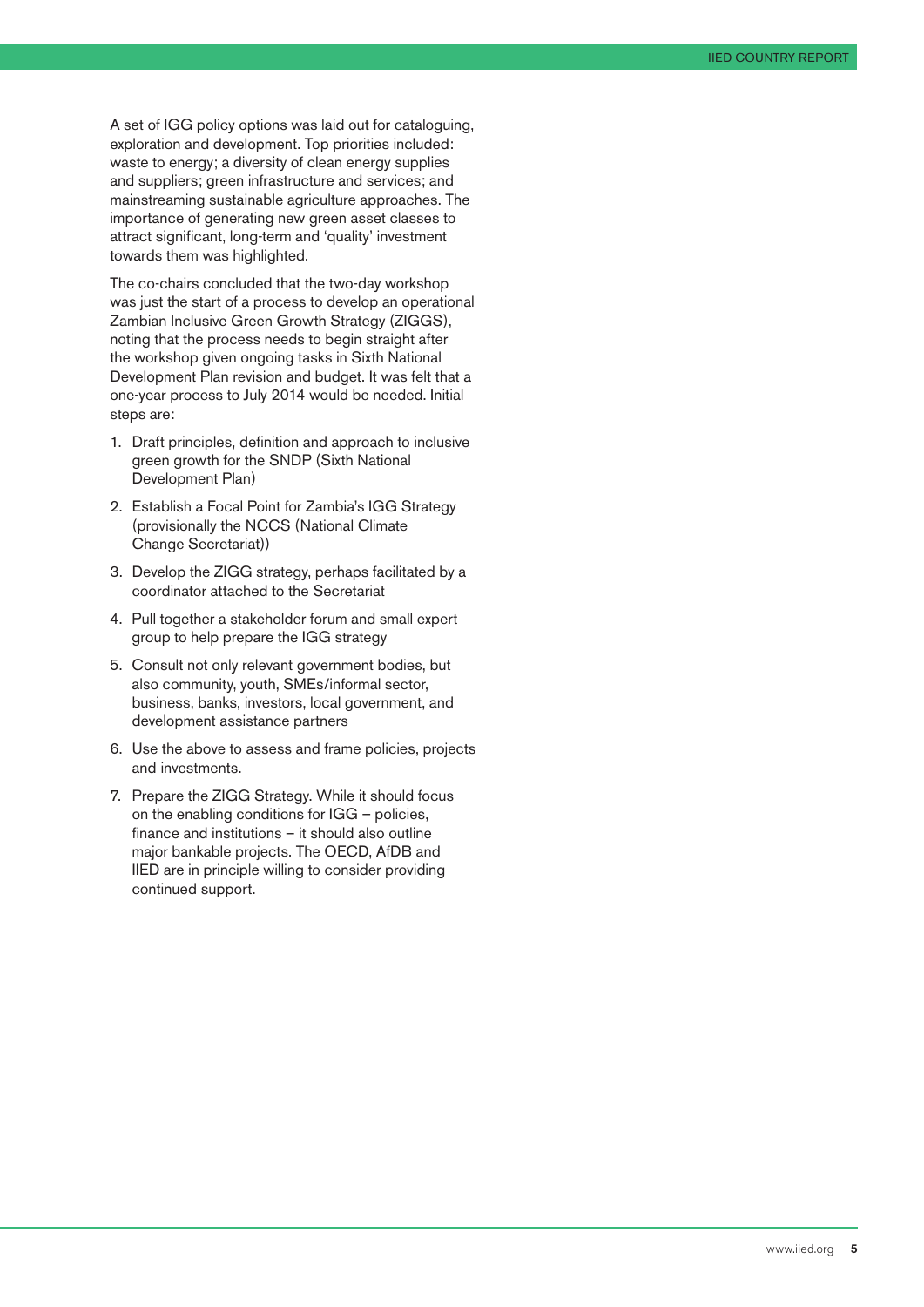A set of IGG policy options was laid out for cataloguing, exploration and development. Top priorities included: waste to energy; a diversity of clean energy supplies and suppliers; green infrastructure and services; and mainstreaming sustainable agriculture approaches. The importance of generating new green asset classes to attract significant, long-term and 'quality' investment towards them was highlighted.

The co-chairs concluded that the two-day workshop was just the start of a process to develop an operational Zambian Inclusive Green Growth Strategy (ZIGGS), noting that the process needs to begin straight after the workshop given ongoing tasks in Sixth National Development Plan revision and budget. It was felt that a one-year process to July 2014 would be needed. Initial steps are:

1. Draft principles, definition and approach to inclusive green growth for the SNDP (Sixth National Development Plan)
2. Establish a Focal Point for Zambia's IGG Strategy (provisionally the NCCS (National Climate Change Secretariat))
3. Develop the ZIGG strategy, perhaps facilitated by a coordinator attached to the Secretariat
4. Pull together a stakeholder forum and small expert group to help prepare the IGG strategy
5. Consult not only relevant government bodies, but also community, youth, SMEs/informal sector, business, banks, investors, local government, and development assistance partners
6. Use the above to assess and frame policies, projects and investments.
7. Prepare the ZIGG Strategy. While it should focus on the enabling conditions for IGG – policies, finance and institutions – it should also outline major bankable projects. The OECD, AfDB and IIED are in principle willing to consider providing continued support.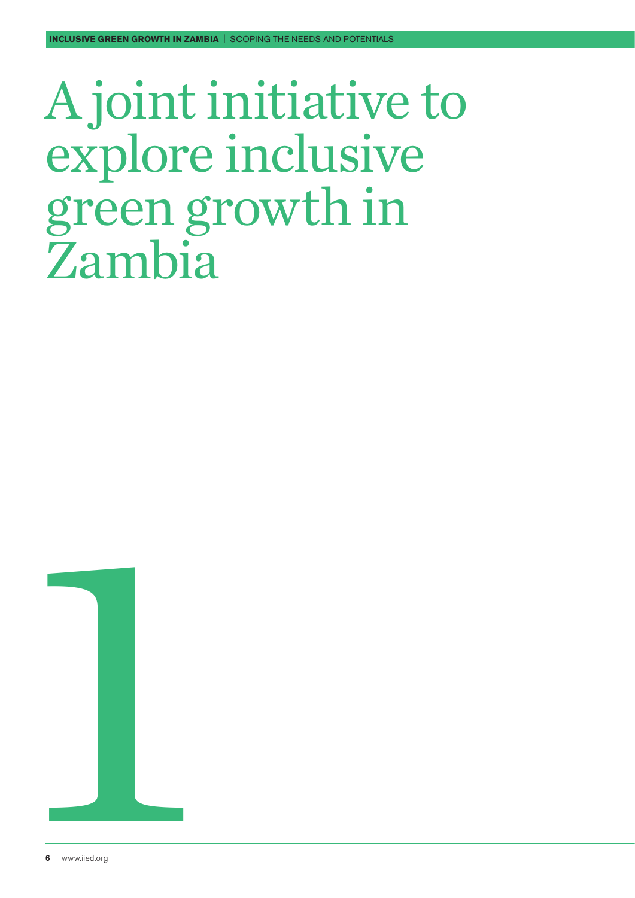# A joint initiative to explore inclusive green growth in Zambia

1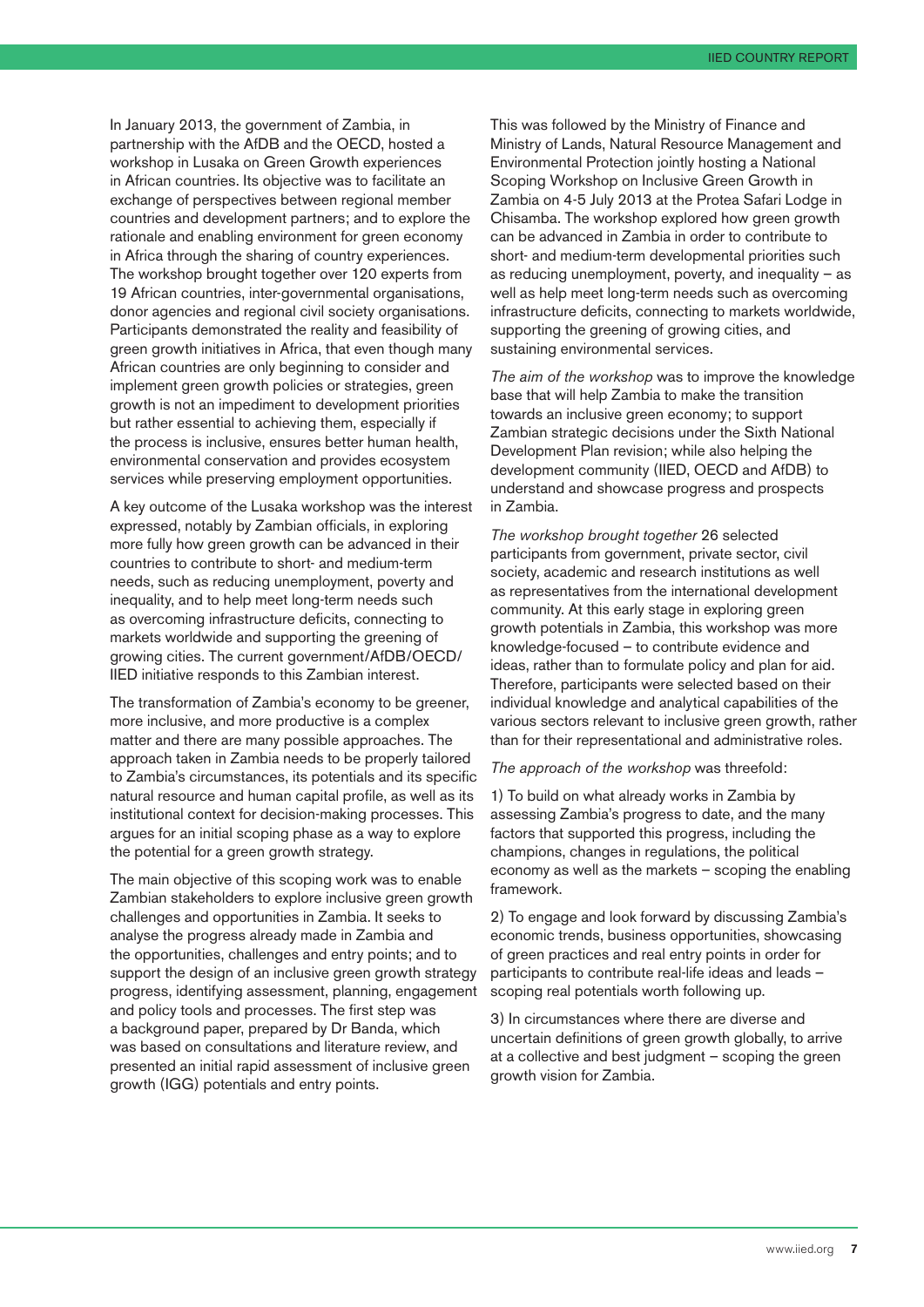In January 2013, the government of Zambia, in partnership with the AfDB and the OECD, hosted a workshop in Lusaka on Green Growth experiences in African countries. Its objective was to facilitate an exchange of perspectives between regional member countries and development partners; and to explore the rationale and enabling environment for green economy in Africa through the sharing of country experiences. The workshop brought together over 120 experts from 19 African countries, inter-governmental organisations, donor agencies and regional civil society organisations. Participants demonstrated the reality and feasibility of green growth initiatives in Africa, that even though many African countries are only beginning to consider and implement green growth policies or strategies, green growth is not an impediment to development priorities but rather essential to achieving them, especially if the process is inclusive, ensures better human health, environmental conservation and provides ecosystem services while preserving employment opportunities.

A key outcome of the Lusaka workshop was the interest expressed, notably by Zambian officials, in exploring more fully how green growth can be advanced in their countries to contribute to short- and medium-term needs, such as reducing unemployment, poverty and inequality, and to help meet long-term needs such as overcoming infrastructure deficits, connecting to markets worldwide and supporting the greening of growing cities. The current government/AfDB/OECD/IIED initiative responds to this Zambian interest.

The transformation of Zambia's economy to be greener, more inclusive, and more productive is a complex matter and there are many possible approaches. The approach taken in Zambia needs to be properly tailored to Zambia's circumstances, its potentials and its specific natural resource and human capital profile, as well as its institutional context for decision-making processes. This argues for an initial scoping phase as a way to explore the potential for a green growth strategy.

The main objective of this scoping work was to enable Zambian stakeholders to explore inclusive green growth challenges and opportunities in Zambia. It seeks to analyse the progress already made in Zambia and the opportunities, challenges and entry points; and to support the design of an inclusive green growth strategy progress, identifying assessment, planning, engagement and policy tools and processes. The first step was a background paper, prepared by Dr Banda, which was based on consultations and literature review, and presented an initial rapid assessment of inclusive green growth (IGG) potentials and entry points.

This was followed by the Ministry of Finance and Ministry of Lands, Natural Resource Management and Environmental Protection jointly hosting a National Scoping Workshop on Inclusive Green Growth in Zambia on 4-5 July 2013 at the Protea Safari Lodge in Chisamba. The workshop explored how green growth can be advanced in Zambia in order to contribute to short- and medium-term developmental priorities such as reducing unemployment, poverty, and inequality – as well as help meet long-term needs such as overcoming infrastructure deficits, connecting to markets worldwide, supporting the greening of growing cities, and sustaining environmental services.

*The aim of the workshop* was to improve the knowledge base that will help Zambia to make the transition towards an inclusive green economy; to support Zambian strategic decisions under the Sixth National Development Plan revision; while also helping the development community (IIED, OECD and AfDB) to understand and showcase progress and prospects in Zambia.

*The workshop brought together* 26 selected participants from government, private sector, civil society, academic and research institutions as well as representatives from the international development community. At this early stage in exploring green growth potentials in Zambia, this workshop was more knowledge-focused – to contribute evidence and ideas, rather than to formulate policy and plan for aid. Therefore, participants were selected based on their individual knowledge and analytical capabilities of the various sectors relevant to inclusive green growth, rather than for their representational and administrative roles.

*The approach of the workshop* was threefold:

1) To build on what already works in Zambia by assessing Zambia's progress to date, and the many factors that supported this progress, including the champions, changes in regulations, the political economy as well as the markets – scoping the enabling framework.

2) To engage and look forward by discussing Zambia's economic trends, business opportunities, showcasing of green practices and real entry points in order for participants to contribute real-life ideas and leads – scoping real potentials worth following up.

3) In circumstances where there are diverse and uncertain definitions of green growth globally, to arrive at a collective and best judgment – scoping the green growth vision for Zambia.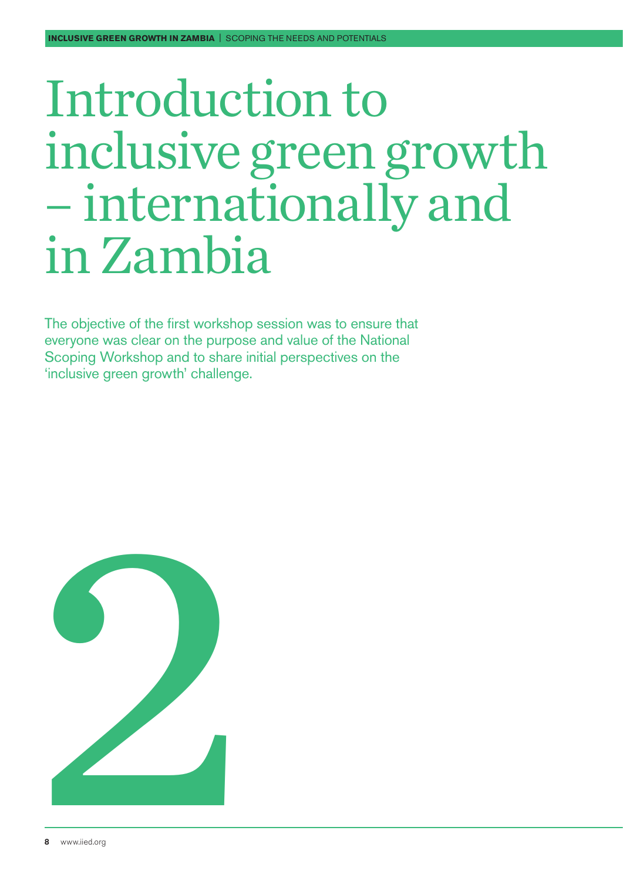# Introduction to inclusive green growth – internationally and in Zambia

The objective of the first workshop session was to ensure that everyone was clear on the purpose and value of the National Scoping Workshop and to share initial perspectives on the 'inclusive green growth' challenge.

2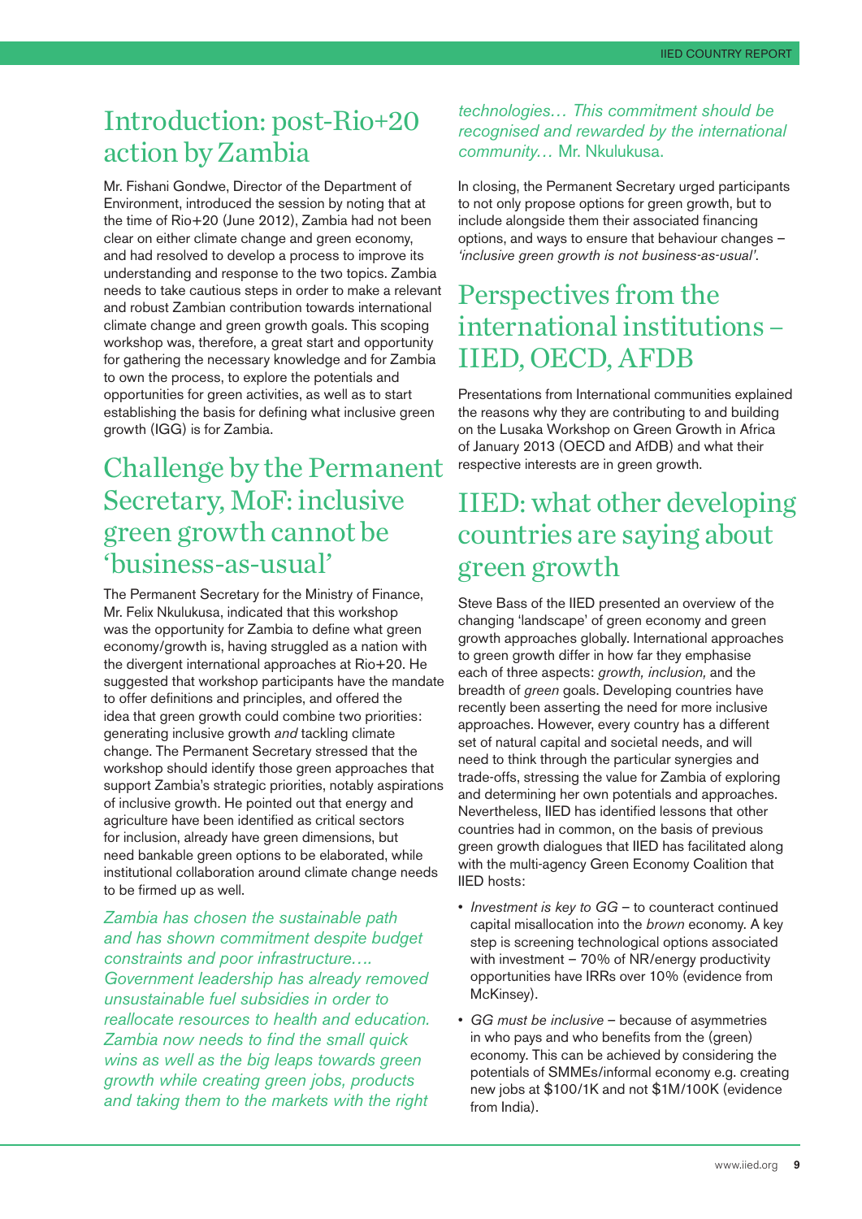## Introduction: post-Rio+20 action by Zambia

Mr. Fishani Gondwe, Director of the Department of Environment, introduced the session by noting that at the time of Rio+20 (June 2012), Zambia had not been clear on either climate change and green economy, and had resolved to develop a process to improve its understanding and response to the two topics. Zambia needs to take cautious steps in order to make a relevant and robust Zambian contribution towards international climate change and green growth goals. This scoping workshop was, therefore, a great start and opportunity for gathering the necessary knowledge and for Zambia to own the process, to explore the potentials and opportunities for green activities, as well as to start establishing the basis for defining what inclusive green growth (IGG) is for Zambia.

## Challenge by the Permanent Secretary, MoF: inclusive green growth cannot be 'business-as-usual'

The Permanent Secretary for the Ministry of Finance, Mr. Felix Nkulukusa, indicated that this workshop was the opportunity for Zambia to define what green economy/growth is, having struggled as a nation with the divergent international approaches at Rio+20. He suggested that workshop participants have the mandate to offer definitions and principles, and offered the idea that green growth could combine two priorities: generating inclusive growth *and* tackling climate change. The Permanent Secretary stressed that the workshop should identify those green approaches that support Zambia's strategic priorities, notably aspirations of inclusive growth. He pointed out that energy and agriculture have been identified as critical sectors for inclusion, already have green dimensions, but need bankable green options to be elaborated, while institutional collaboration around climate change needs to be firmed up as well.

*Zambia has chosen the sustainable path and has shown commitment despite budget constraints and poor infrastructure…. Government leadership has already removed unsustainable fuel subsidies in order to reallocate resources to health and education. Zambia now needs to find the small quick wins as well as the big leaps towards green growth while creating green jobs, products and taking them to the markets with the right technologies… This commitment should be recognised and rewarded by the international community…* Mr. Nkulukusa.

In closing, the Permanent Secretary urged participants to not only propose options for green growth, but to include alongside them their associated financing options, and ways to ensure that behaviour changes – *'inclusive green growth is not business-as-usual'*.

## Perspectives from the international institutions – IIED, OECD, AFDB

Presentations from International communities explained the reasons why they are contributing to and building on the Lusaka Workshop on Green Growth in Africa of January 2013 (OECD and AfDB) and what their respective interests are in green growth.

## IIED: what other developing countries are saying about green growth

Steve Bass of the IIED presented an overview of the changing 'landscape' of green economy and green growth approaches globally. International approaches to green growth differ in how far they emphasise each of three aspects: *growth, inclusion,* and the breadth of *green* goals. Developing countries have recently been asserting the need for more inclusive approaches. However, every country has a different set of natural capital and societal needs, and will need to think through the particular synergies and trade-offs, stressing the value for Zambia of exploring and determining her own potentials and approaches. Nevertheless, IIED has identified lessons that other countries had in common, on the basis of previous green growth dialogues that IIED has facilitated along with the multi-agency Green Economy Coalition that IIED hosts:

- *Investment is key to GG* – to counteract continued capital misallocation into the *brown* economy. A key step is screening technological options associated with investment – 70% of NR/energy productivity opportunities have IRRs over 10% (evidence from McKinsey).
- *GG must be inclusive* – because of asymmetries in who pays and who benefits from the (green) economy. This can be achieved by considering the potentials of SMMEs/informal economy e.g. creating new jobs at $100/1K and not $1M/100K (evidence from India).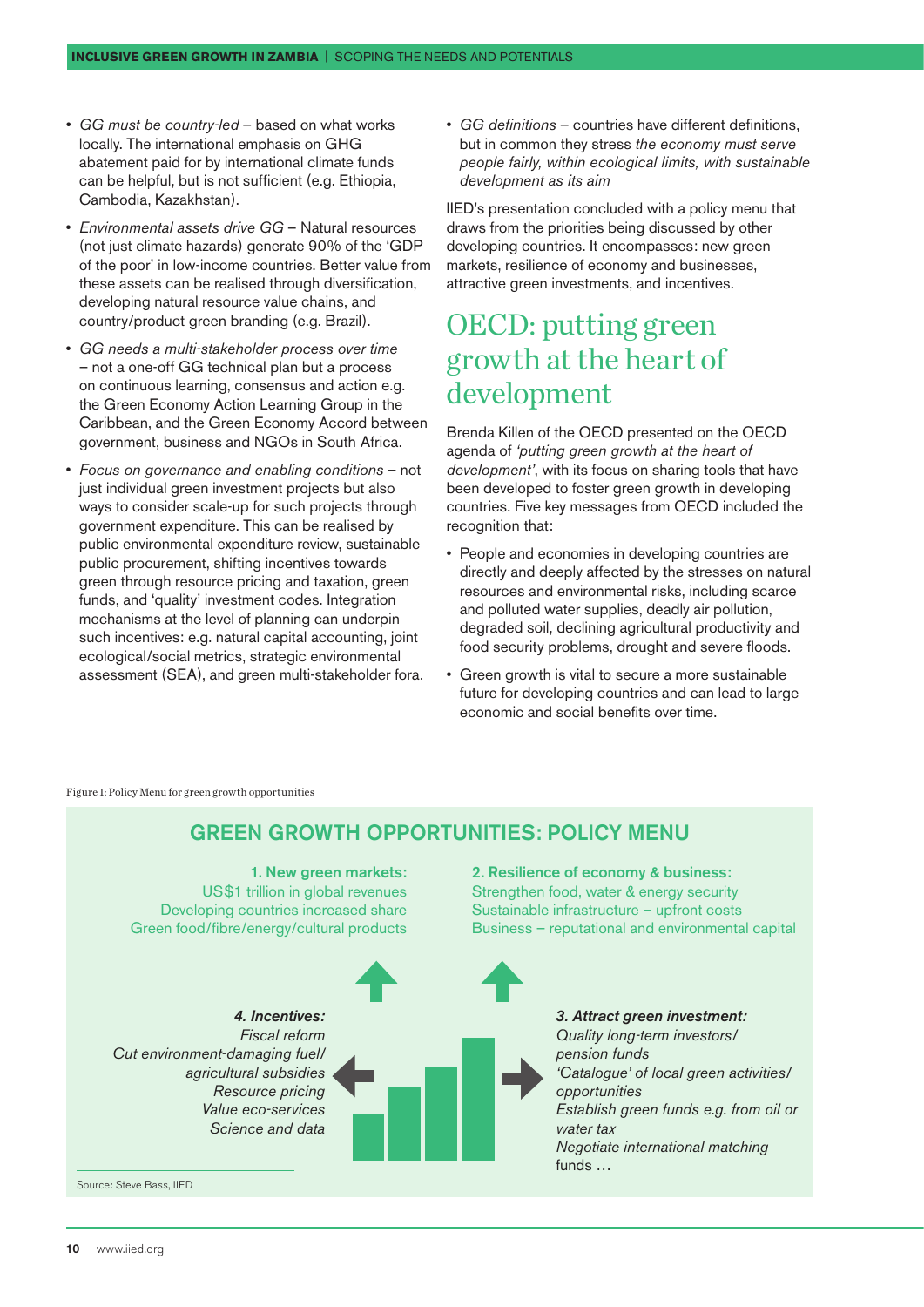- *GG must be country-led* – based on what works locally. The international emphasis on GHG abatement paid for by international climate funds can be helpful, but is not sufficient (e.g. Ethiopia, Cambodia, Kazakhstan).
- *Environmental assets drive GG* – Natural resources (not just climate hazards) generate 90% of the 'GDP of the poor' in low-income countries. Better value from these assets can be realised through diversification, developing natural resource value chains, and country/product green branding (e.g. Brazil).
- *GG needs a multi-stakeholder process over time* – not a one-off GG technical plan but a process on continuous learning, consensus and action e.g. the Green Economy Action Learning Group in the Caribbean, and the Green Economy Accord between government, business and NGOs in South Africa.
- *Focus on governance and enabling conditions* – not just individual green investment projects but also ways to consider scale-up for such projects through government expenditure. This can be realised by public environmental expenditure review, sustainable public procurement, shifting incentives towards green through resource pricing and taxation, green funds, and 'quality' investment codes. Integration mechanisms at the level of planning can underpin such incentives: e.g. natural capital accounting, joint ecological/social metrics, strategic environmental assessment (SEA), and green multi-stakeholder fora.
- *GG definitions* – countries have different definitions, but in common they stress *the economy must serve people fairly, within ecological limits, with sustainable development as its aim*

IIED's presentation concluded with a policy menu that draws from the priorities being discussed by other developing countries. It encompasses: new green markets, resilience of economy and businesses, attractive green investments, and incentives.

## OECD: putting green growth at the heart of development

Brenda Killen of the OECD presented on the OECD agenda of *'putting green growth at the heart of development'*, with its focus on sharing tools that have been developed to foster green growth in developing countries. Five key messages from OECD included the recognition that:

- People and economies in developing countries are directly and deeply affected by the stresses on natural resources and environmental risks, including scarce and polluted water supplies, deadly air pollution, degraded soil, declining agricultural productivity and food security problems, drought and severe floods.
- Green growth is vital to secure a more sustainable future for developing countries and can lead to large economic and social benefits over time.

Figure 1: Policy Menu for green growth opportunities

**GREEN GROWTH OPPORTUNITIES: POLICY MENU**

**1. New green markets:**
US$1 trillion in global revenues
Developing countries increased share
Green food/fibre/energy/cultural products

**2. Resilience of economy & business:**
Strengthen food, water & energy security
Sustainable infrastructure – upfront costs
Business – reputational and environmental capital

***4. Incentives:***
*Fiscal reform*
*Cut environment-damaging fuel/ agricultural subsidies*
*Resource pricing*
*Value eco-services*
*Science and data*

***3. Attract green investment:***
*Quality long-term investors/ pension funds*
*'Catalogue' of local green activities/ opportunities*
*Establish green funds e.g. from oil or water tax*
*Negotiate international matching funds …*

Source: Steve Bass, IIED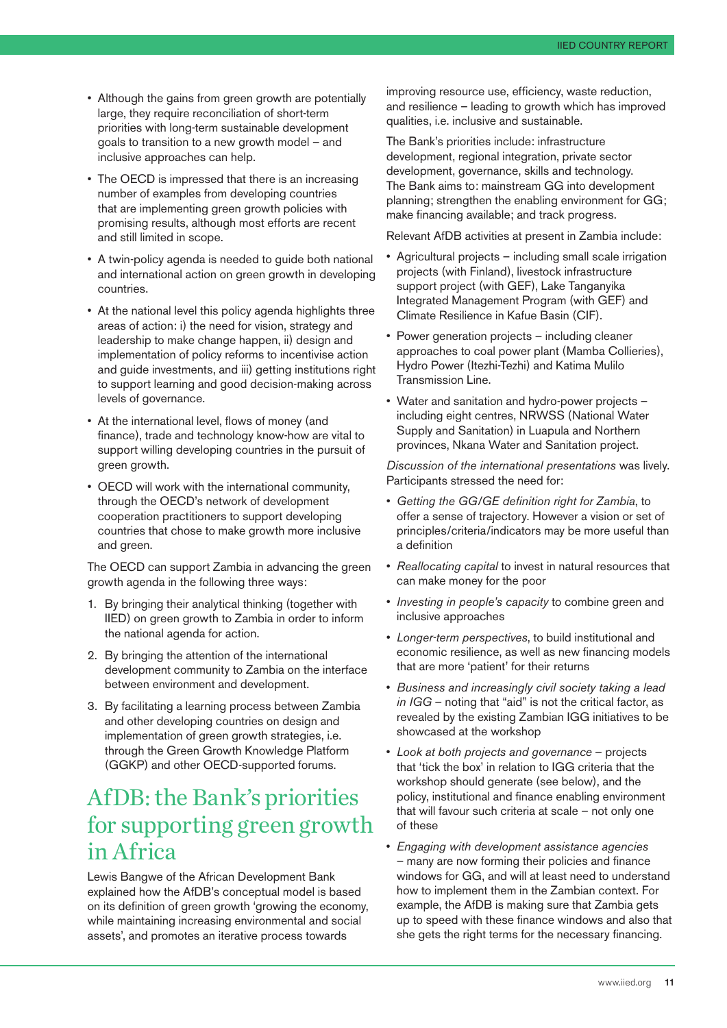- Although the gains from green growth are potentially large, they require reconciliation of short-term priorities with long-term sustainable development goals to transition to a new growth model – and inclusive approaches can help.
- The OECD is impressed that there is an increasing number of examples from developing countries that are implementing green growth policies with promising results, although most efforts are recent and still limited in scope.
- A twin-policy agenda is needed to guide both national and international action on green growth in developing countries.
- At the national level this policy agenda highlights three areas of action: i) the need for vision, strategy and leadership to make change happen, ii) design and implementation of policy reforms to incentivise action and guide investments, and iii) getting institutions right to support learning and good decision-making across levels of governance.
- At the international level, flows of money (and finance), trade and technology know-how are vital to support willing developing countries in the pursuit of green growth.
- OECD will work with the international community, through the OECD's network of development cooperation practitioners to support developing countries that chose to make growth more inclusive and green.

The OECD can support Zambia in advancing the green growth agenda in the following three ways:

1. By bringing their analytical thinking (together with IIED) on green growth to Zambia in order to inform the national agenda for action.
2. By bringing the attention of the international development community to Zambia on the interface between environment and development.
3. By facilitating a learning process between Zambia and other developing countries on design and implementation of green growth strategies, i.e. through the Green Growth Knowledge Platform (GGKP) and other OECD-supported forums.

## AfDB: the Bank's priorities for supporting green growth in Africa

Lewis Bangwe of the African Development Bank explained how the AfDB's conceptual model is based on its definition of green growth 'growing the economy, while maintaining increasing environmental and social assets', and promotes an iterative process towards improving resource use, efficiency, waste reduction, and resilience – leading to growth which has improved qualities, i.e. inclusive and sustainable.

The Bank's priorities include: infrastructure development, regional integration, private sector development, governance, skills and technology. The Bank aims to: mainstream GG into development planning; strengthen the enabling environment for GG; make financing available; and track progress.

Relevant AfDB activities at present in Zambia include:

- Agricultural projects – including small scale irrigation projects (with Finland), livestock infrastructure support project (with GEF), Lake Tanganyika Integrated Management Program (with GEF) and Climate Resilience in Kafue Basin (CIF).
- Power generation projects – including cleaner approaches to coal power plant (Mamba Collieries), Hydro Power (Itezhi-Tezhi) and Katima Mulilo Transmission Line.
- Water and sanitation and hydro-power projects – including eight centres, NRWSS (National Water Supply and Sanitation) in Luapula and Northern provinces, Nkana Water and Sanitation project.

*Discussion of the international presentations* was lively. Participants stressed the need for:

- *Getting the GG/GE definition right for Zambia*, to offer a sense of trajectory. However a vision or set of principles/criteria/indicators may be more useful than a definition
- *Reallocating capital* to invest in natural resources that can make money for the poor
- *Investing in people's capacity* to combine green and inclusive approaches
- *Longer-term perspectives*, to build institutional and economic resilience, as well as new financing models that are more 'patient' for their returns
- *Business and increasingly civil society taking a lead in IGG* – noting that "aid" is not the critical factor, as revealed by the existing Zambian IGG initiatives to be showcased at the workshop
- *Look at both projects and governance* – projects that 'tick the box' in relation to IGG criteria that the workshop should generate (see below), and the policy, institutional and finance enabling environment that will favour such criteria at scale – not only one of these
- *Engaging with development assistance agencies* – many are now forming their policies and finance windows for GG, and will at least need to understand how to implement them in the Zambian context. For example, the AfDB is making sure that Zambia gets up to speed with these finance windows and also that she gets the right terms for the necessary financing.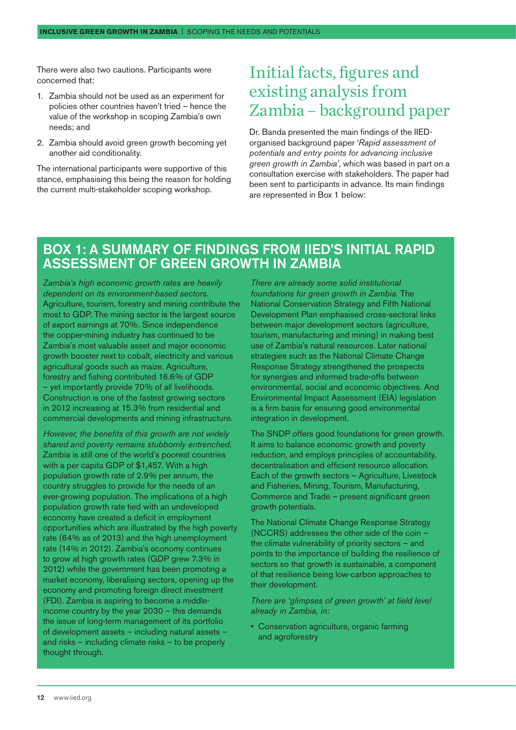There were also two cautions. Participants were concerned that:

1. Zambia should not be used as an experiment for policies other countries haven't tried – hence the value of the workshop in scoping Zambia's own needs; and
2. Zambia should avoid green growth becoming yet another aid conditionality.

The international participants were supportive of this stance, emphasising this being the reason for holding the current multi-stakeholder scoping workshop.

## Initial facts, figures and existing analysis from Zambia – background paper

Dr. Banda presented the main findings of the IIED-organised background paper '*Rapid assessment of potentials and entry points for advancing inclusive green growth in Zambia*', which was based in part on a consultation exercise with stakeholders. The paper had been sent to participants in advance. Its main findings are represented in Box 1 below:

### BOX 1: A SUMMARY OF FINDINGS FROM IIED'S INITIAL RAPID ASSESSMENT OF GREEN GROWTH IN ZAMBIA

*Zambia's high economic growth rates are heavily dependent on its environment-based sectors.* Agriculture, tourism, forestry and mining contribute the most to GDP. The mining sector is the largest source of export earnings at 70%. Since independence the copper-mining industry has continued to be Zambia's most valuable asset and major economic growth booster next to cobalt, electricity and various agricultural goods such as maize. Agriculture, forestry and fishing contributed 16.6% of GDP – yet importantly provide 70% of all livelihoods. Construction is one of the fastest growing sectors in 2012 increasing at 15.3% from residential and commercial developments and mining infrastructure.

*However, the benefits of this growth are not widely shared and poverty remains stubbornly entrenched.* Zambia is still one of the world's poorest countries with a per capita GDP of $1,457. With a high population growth rate of 2.9% per annum, the country struggles to provide for the needs of an ever-growing population. The implications of a high population growth rate tied with an undeveloped economy have created a deficit in employment opportunities which are illustrated by the high poverty rate (64% as of 2013) and the high unemployment rate (14% in 2012). Zambia's economy continues to grow at high growth rates (GDP grew 7.3% in 2012) while the government has been promoting a market economy, liberalising sectors, opening up the economy and promoting foreign direct investment (FDI). Zambia is aspiring to become a middle-income country by the year 2030 – this demands the issue of long-term management of its portfolio of development assets – including natural assets – and risks – including climate risks – to be properly thought through.

*There are already some solid institutional foundations for green growth in Zambia.* The National Conservation Strategy and Fifth National Development Plan emphasised cross-sectoral links between major development sectors (agriculture, tourism, manufacturing and mining) in making best use of Zambia's natural resources. Later national strategies such as the National Climate Change Response Strategy strengthened the prospects for synergies and informed trade-offs between environmental, social and economic objectives. And Environmental Impact Assessment (EIA) legislation is a firm basis for ensuring good environmental integration in development.

The SNDP offers good foundations for green growth. It aims to balance economic growth and poverty reduction, and employs principles of accountability, decentralisation and efficient resource allocation. Each of the growth sectors – Agriculture, Livestock and Fisheries, Mining, Tourism, Manufacturing, Commerce and Trade – present significant green growth potentials.

The National Climate Change Response Strategy (NCCRS) addresses the other side of the coin – the climate vulnerability of priority sectors – and points to the importance of building the resilience of sectors so that growth is sustainable, a component of that resilience being low-carbon approaches to their development.

*There are 'glimpses of green growth' at field level already in Zambia, in:*

- Conservation agriculture, organic farming and agroforestry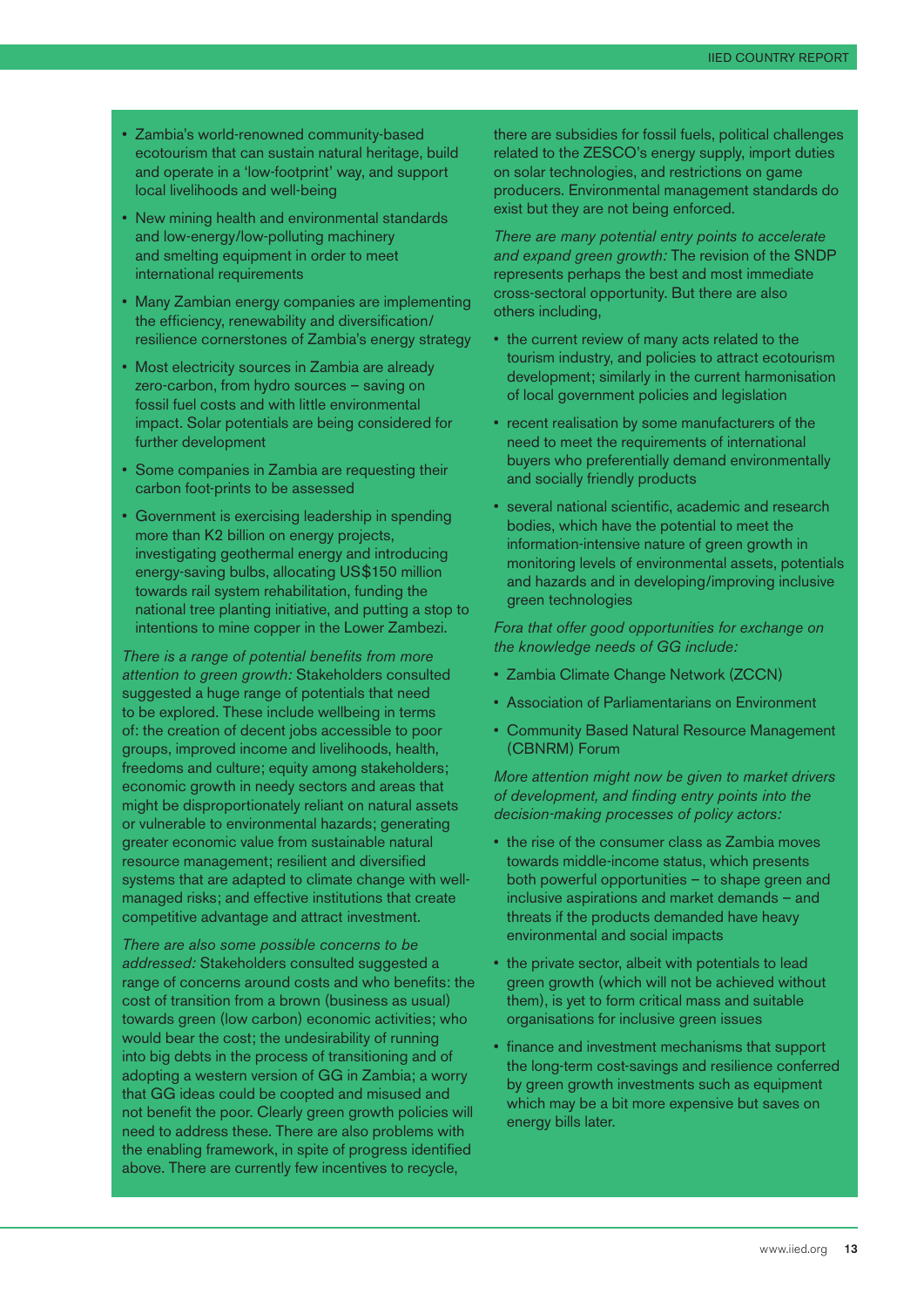- Zambia's world-renowned community-based ecotourism that can sustain natural heritage, build and operate in a 'low-footprint' way, and support local livelihoods and well-being
- New mining health and environmental standards and low-energy/low-polluting machinery and smelting equipment in order to meet international requirements
- Many Zambian energy companies are implementing the efficiency, renewability and diversification/resilience cornerstones of Zambia's energy strategy
- Most electricity sources in Zambia are already zero-carbon, from hydro sources – saving on fossil fuel costs and with little environmental impact. Solar potentials are being considered for further development
- Some companies in Zambia are requesting their carbon foot-prints to be assessed
- Government is exercising leadership in spending more than K2 billion on energy projects, investigating geothermal energy and introducing energy-saving bulbs, allocating US$150 million towards rail system rehabilitation, funding the national tree planting initiative, and putting a stop to intentions to mine copper in the Lower Zambezi.

*There is a range of potential benefits from more attention to green growth:* Stakeholders consulted suggested a huge range of potentials that need to be explored. These include wellbeing in terms of: the creation of decent jobs accessible to poor groups, improved income and livelihoods, health, freedoms and culture; equity among stakeholders; economic growth in needy sectors and areas that might be disproportionately reliant on natural assets or vulnerable to environmental hazards; generating greater economic value from sustainable natural resource management; resilient and diversified systems that are adapted to climate change with well-managed risks; and effective institutions that create competitive advantage and attract investment.

*There are also some possible concerns to be addressed:* Stakeholders consulted suggested a range of concerns around costs and who benefits: the cost of transition from a brown (business as usual) towards green (low carbon) economic activities; who would bear the cost; the undesirability of running into big debts in the process of transitioning and of adopting a western version of GG in Zambia; a worry that GG ideas could be coopted and misused and not benefit the poor. Clearly green growth policies will need to address these. There are also problems with the enabling framework, in spite of progress identified above. There are currently few incentives to recycle, there are subsidies for fossil fuels, political challenges related to the ZESCO's energy supply, import duties on solar technologies, and restrictions on game producers. Environmental management standards do exist but they are not being enforced.

*There are many potential entry points to accelerate and expand green growth:* The revision of the SNDP represents perhaps the best and most immediate cross-sectoral opportunity. But there are also others including,

- the current review of many acts related to the tourism industry, and policies to attract ecotourism development; similarly in the current harmonisation of local government policies and legislation
- recent realisation by some manufacturers of the need to meet the requirements of international buyers who preferentially demand environmentally and socially friendly products
- several national scientific, academic and research bodies, which have the potential to meet the information-intensive nature of green growth in monitoring levels of environmental assets, potentials and hazards and in developing/improving inclusive green technologies

*Fora that offer good opportunities for exchange on the knowledge needs of GG include:*

- Zambia Climate Change Network (ZCCN)
- Association of Parliamentarians on Environment
- Community Based Natural Resource Management (CBNRM) Forum

*More attention might now be given to market drivers of development, and finding entry points into the decision-making processes of policy actors:*

- the rise of the consumer class as Zambia moves towards middle-income status, which presents both powerful opportunities – to shape green and inclusive aspirations and market demands – and threats if the products demanded have heavy environmental and social impacts
- the private sector, albeit with potentials to lead green growth (which will not be achieved without them), is yet to form critical mass and suitable organisations for inclusive green issues
- finance and investment mechanisms that support the long-term cost-savings and resilience conferred by green growth investments such as equipment which may be a bit more expensive but saves on energy bills later.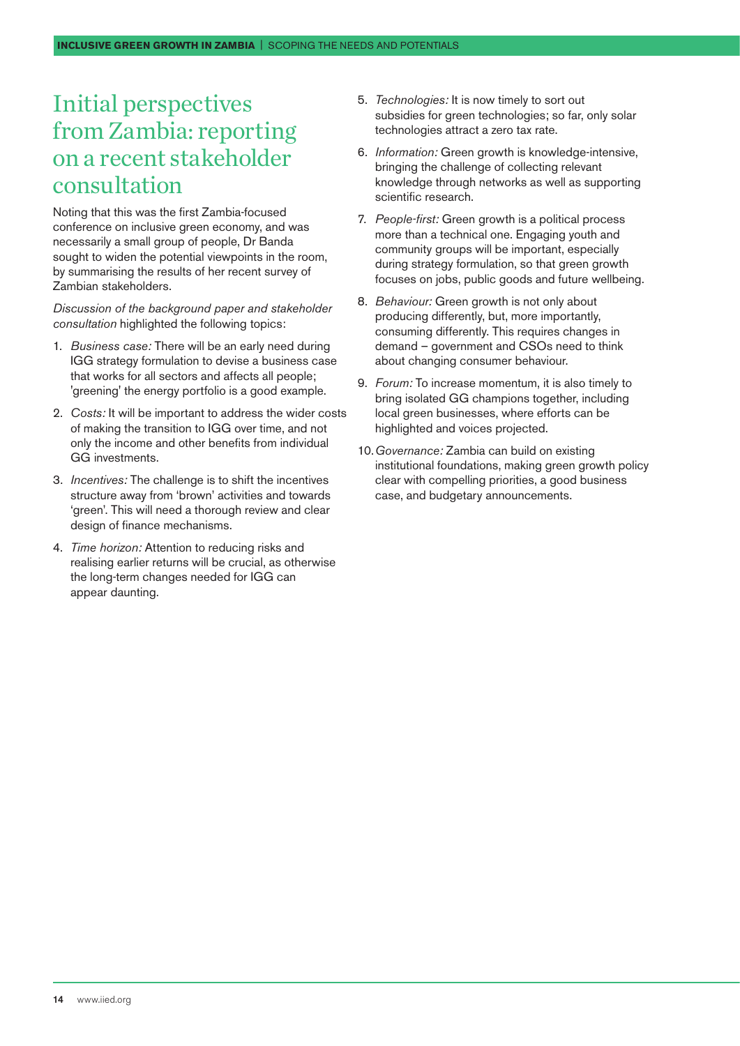# Initial perspectives from Zambia: reporting on a recent stakeholder consultation

Noting that this was the first Zambia-focused conference on inclusive green economy, and was necessarily a small group of people, Dr Banda sought to widen the potential viewpoints in the room, by summarising the results of her recent survey of Zambian stakeholders.

*Discussion of the background paper and stakeholder consultation* highlighted the following topics:

1. *Business case:* There will be an early need during IGG strategy formulation to devise a business case that works for all sectors and affects all people; 'greening' the energy portfolio is a good example.
2. *Costs:* It will be important to address the wider costs of making the transition to IGG over time, and not only the income and other benefits from individual GG investments.
3. *Incentives:* The challenge is to shift the incentives structure away from 'brown' activities and towards 'green'. This will need a thorough review and clear design of finance mechanisms.
4. *Time horizon:* Attention to reducing risks and realising earlier returns will be crucial, as otherwise the long-term changes needed for IGG can appear daunting.
5. *Technologies:* It is now timely to sort out subsidies for green technologies; so far, only solar technologies attract a zero tax rate.
6. *Information:* Green growth is knowledge-intensive, bringing the challenge of collecting relevant knowledge through networks as well as supporting scientific research.
7. *People-first:* Green growth is a political process more than a technical one. Engaging youth and community groups will be important, especially during strategy formulation, so that green growth focuses on jobs, public goods and future wellbeing.
8. *Behaviour:* Green growth is not only about producing differently, but, more importantly, consuming differently. This requires changes in demand – government and CSOs need to think about changing consumer behaviour.
9. *Forum:* To increase momentum, it is also timely to bring isolated GG champions together, including local green businesses, where efforts can be highlighted and voices projected.
10. *Governance:* Zambia can build on existing institutional foundations, making green growth policy clear with compelling priorities, a good business case, and budgetary announcements.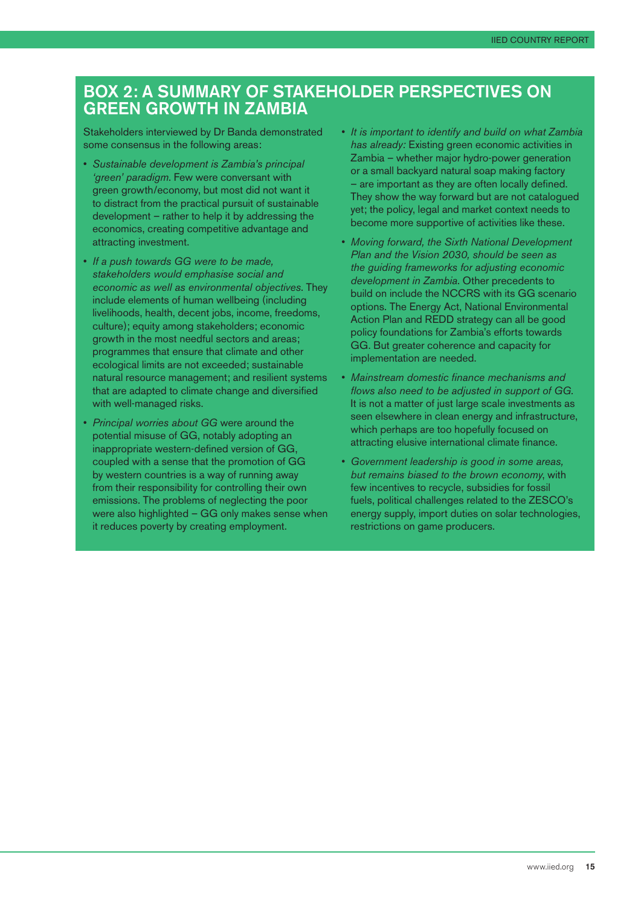## BOX 2: A SUMMARY OF STAKEHOLDER PERSPECTIVES ON GREEN GROWTH IN ZAMBIA

Stakeholders interviewed by Dr Banda demonstrated some consensus in the following areas:

- *Sustainable development is Zambia's principal 'green' paradigm.* Few were conversant with green growth/economy, but most did not want it to distract from the practical pursuit of sustainable development – rather to help it by addressing the economics, creating competitive advantage and attracting investment.
- *If a push towards GG were to be made, stakeholders would emphasise social and economic as well as environmental objectives.* They include elements of human wellbeing (including livelihoods, health, decent jobs, income, freedoms, culture); equity among stakeholders; economic growth in the most needful sectors and areas; programmes that ensure that climate and other ecological limits are not exceeded; sustainable natural resource management; and resilient systems that are adapted to climate change and diversified with well-managed risks.
- *Principal worries about GG* were around the potential misuse of GG, notably adopting an inappropriate western-defined version of GG, coupled with a sense that the promotion of GG by western countries is a way of running away from their responsibility for controlling their own emissions. The problems of neglecting the poor were also highlighted – GG only makes sense when it reduces poverty by creating employment.
- *It is important to identify and build on what Zambia has already:* Existing green economic activities in Zambia – whether major hydro-power generation or a small backyard natural soap making factory – are important as they are often locally defined. They show the way forward but are not catalogued yet; the policy, legal and market context needs to become more supportive of activities like these.
- *Moving forward, the Sixth National Development Plan and the Vision 2030, should be seen as the guiding frameworks for adjusting economic development in Zambia.* Other precedents to build on include the NCCRS with its GG scenario options. The Energy Act, National Environmental Action Plan and REDD strategy can all be good policy foundations for Zambia's efforts towards GG. But greater coherence and capacity for implementation are needed.
- *Mainstream domestic finance mechanisms and flows also need to be adjusted in support of GG.* It is not a matter of just large scale investments as seen elsewhere in clean energy and infrastructure, which perhaps are too hopefully focused on attracting elusive international climate finance.
- *Government leadership is good in some areas, but remains biased to the brown economy*, with few incentives to recycle, subsidies for fossil fuels, political challenges related to the ZESCO's energy supply, import duties on solar technologies, restrictions on game producers.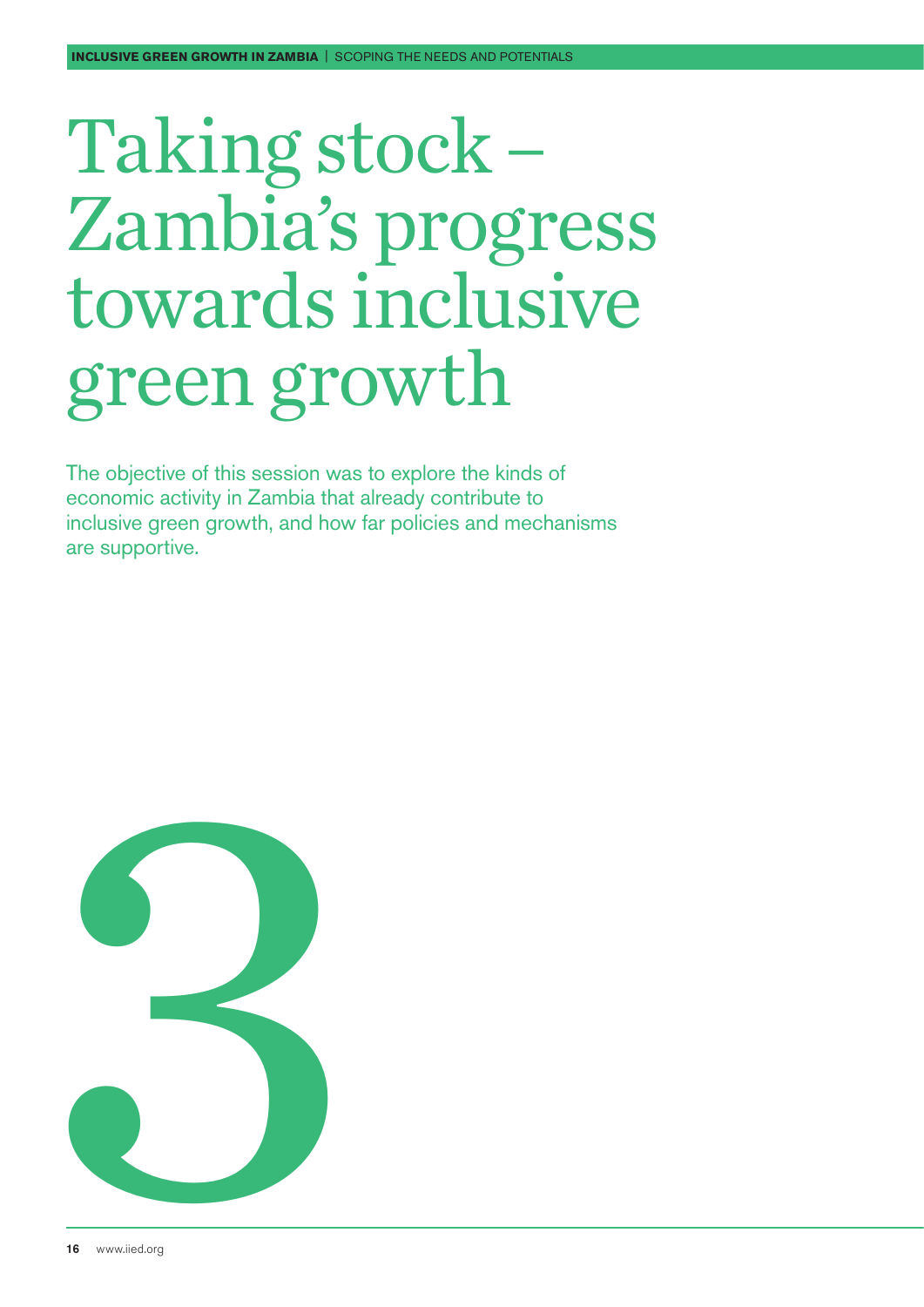# Taking stock – Zambia's progress towards inclusive green growth

The objective of this session was to explore the kinds of economic activity in Zambia that already contribute to inclusive green growth, and how far policies and mechanisms are supportive.

3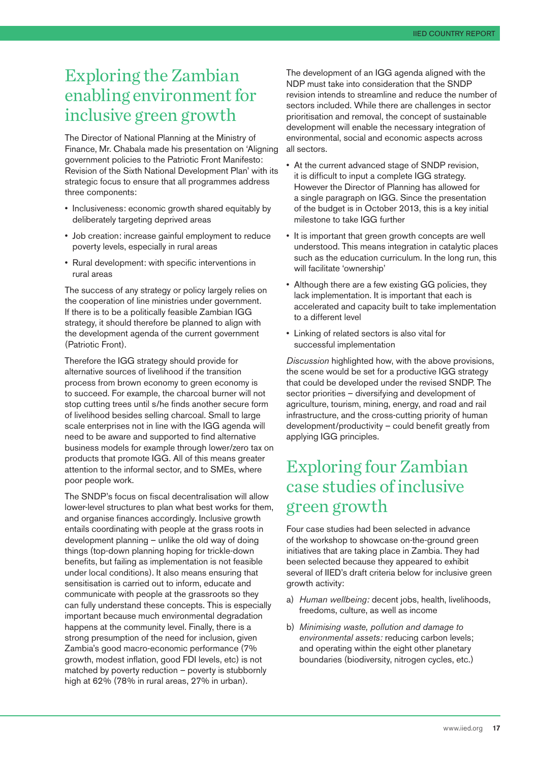## Exploring the Zambian enabling environment for inclusive green growth

The Director of National Planning at the Ministry of Finance, Mr. Chabala made his presentation on 'Aligning government policies to the Patriotic Front Manifesto: Revision of the Sixth National Development Plan' with its strategic focus to ensure that all programmes address three components:

- Inclusiveness: economic growth shared equitably by deliberately targeting deprived areas
- Job creation: increase gainful employment to reduce poverty levels, especially in rural areas
- Rural development: with specific interventions in rural areas

The success of any strategy or policy largely relies on the cooperation of line ministries under government. If there is to be a politically feasible Zambian IGG strategy, it should therefore be planned to align with the development agenda of the current government (Patriotic Front).

Therefore the IGG strategy should provide for alternative sources of livelihood if the transition process from brown economy to green economy is to succeed. For example, the charcoal burner will not stop cutting trees until s/he finds another secure form of livelihood besides selling charcoal. Small to large scale enterprises not in line with the IGG agenda will need to be aware and supported to find alternative business models for example through lower/zero tax on products that promote IGG. All of this means greater attention to the informal sector, and to SMEs, where poor people work.

The SNDP's focus on fiscal decentralisation will allow lower-level structures to plan what best works for them, and organise finances accordingly. Inclusive growth entails coordinating with people at the grass roots in development planning – unlike the old way of doing things (top-down planning hoping for trickle-down benefits, but failing as implementation is not feasible under local conditions). It also means ensuring that sensitisation is carried out to inform, educate and communicate with people at the grassroots so they can fully understand these concepts. This is especially important because much environmental degradation happens at the community level. Finally, there is a strong presumption of the need for inclusion, given Zambia's good macro-economic performance (7% growth, modest inflation, good FDI levels, etc) is not matched by poverty reduction – poverty is stubbornly high at 62% (78% in rural areas, 27% in urban).

The development of an IGG agenda aligned with the NDP must take into consideration that the SNDP revision intends to streamline and reduce the number of sectors included. While there are challenges in sector prioritisation and removal, the concept of sustainable development will enable the necessary integration of environmental, social and economic aspects across all sectors.

- At the current advanced stage of SNDP revision, it is difficult to input a complete IGG strategy. However the Director of Planning has allowed for a single paragraph on IGG. Since the presentation of the budget is in October 2013, this is a key initial milestone to take IGG further
- It is important that green growth concepts are well understood. This means integration in catalytic places such as the education curriculum. In the long run, this will facilitate 'ownership'
- Although there are a few existing GG policies, they lack implementation. It is important that each is accelerated and capacity built to take implementation to a different level
- Linking of related sectors is also vital for successful implementation

*Discussion* highlighted how, with the above provisions, the scene would be set for a productive IGG strategy that could be developed under the revised SNDP. The sector priorities – diversifying and development of agriculture, tourism, mining, energy, and road and rail infrastructure, and the cross-cutting priority of human development/productivity – could benefit greatly from applying IGG principles.

## Exploring four Zambian case studies of inclusive green growth

Four case studies had been selected in advance of the workshop to showcase on-the-ground green initiatives that are taking place in Zambia. They had been selected because they appeared to exhibit several of IIED's draft criteria below for inclusive green growth activity:

a) *Human wellbeing:* decent jobs, health, livelihoods, freedoms, culture, as well as income

b) *Minimising waste, pollution and damage to environmental assets:* reducing carbon levels; and operating within the eight other planetary boundaries (biodiversity, nitrogen cycles, etc.)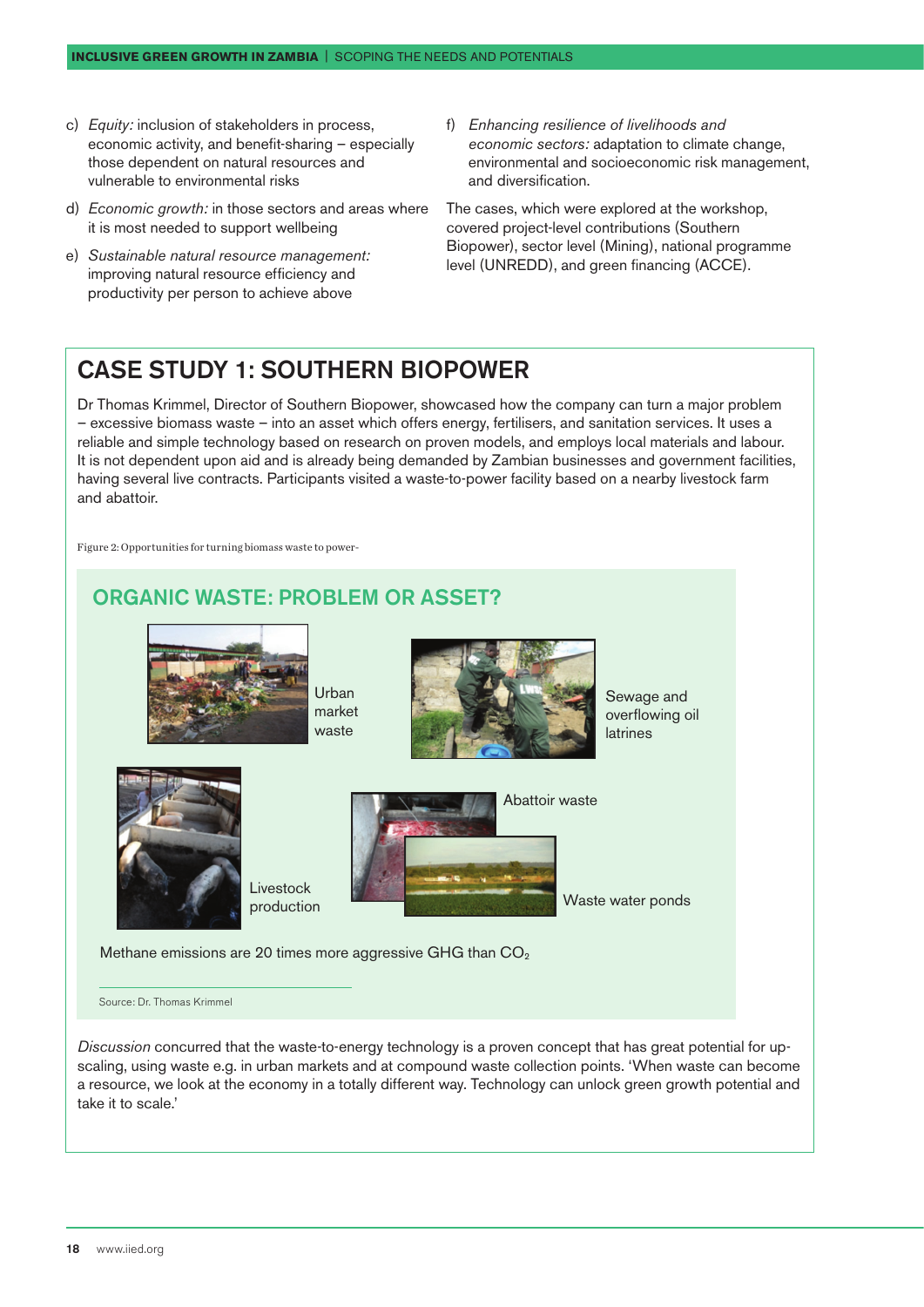c) *Equity:* inclusion of stakeholders in process, economic activity, and benefit-sharing – especially those dependent on natural resources and vulnerable to environmental risks

d) *Economic growth:* in those sectors and areas where it is most needed to support wellbeing

e) *Sustainable natural resource management:* improving natural resource efficiency and productivity per person to achieve above

f) *Enhancing resilience of livelihoods and economic sectors:* adaptation to climate change, environmental and socioeconomic risk management, and diversification.

The cases, which were explored at the workshop, covered project-level contributions (Southern Biopower), sector level (Mining), national programme level (UNREDD), and green financing (ACCE).

## CASE STUDY 1: SOUTHERN BIOPOWER

Dr Thomas Krimmel, Director of Southern Biopower, showcased how the company can turn a major problem – excessive biomass waste – into an asset which offers energy, fertilisers, and sanitation services. It uses a reliable and simple technology based on research on proven models, and employs local materials and labour. It is not dependent upon aid and is already being demanded by Zambian businesses and government facilities, having several live contracts. Participants visited a waste-to-power facility based on a nearby livestock farm and abattoir.

Figure 2: Opportunities for turning biomass waste to power-

### ORGANIC WASTE: PROBLEM OR ASSET?

Urban market waste

Sewage and overflowing oil latrines

Livestock production

Abattoir waste

Waste water ponds

Methane emissions are 20 times more aggressive GHG than $CO_2$

Source: Dr. Thomas Krimmel

*Discussion* concurred that the waste-to-energy technology is a proven concept that has great potential for up-scaling, using waste e.g. in urban markets and at compound waste collection points. 'When waste can become a resource, we look at the economy in a totally different way. Technology can unlock green growth potential and take it to scale.'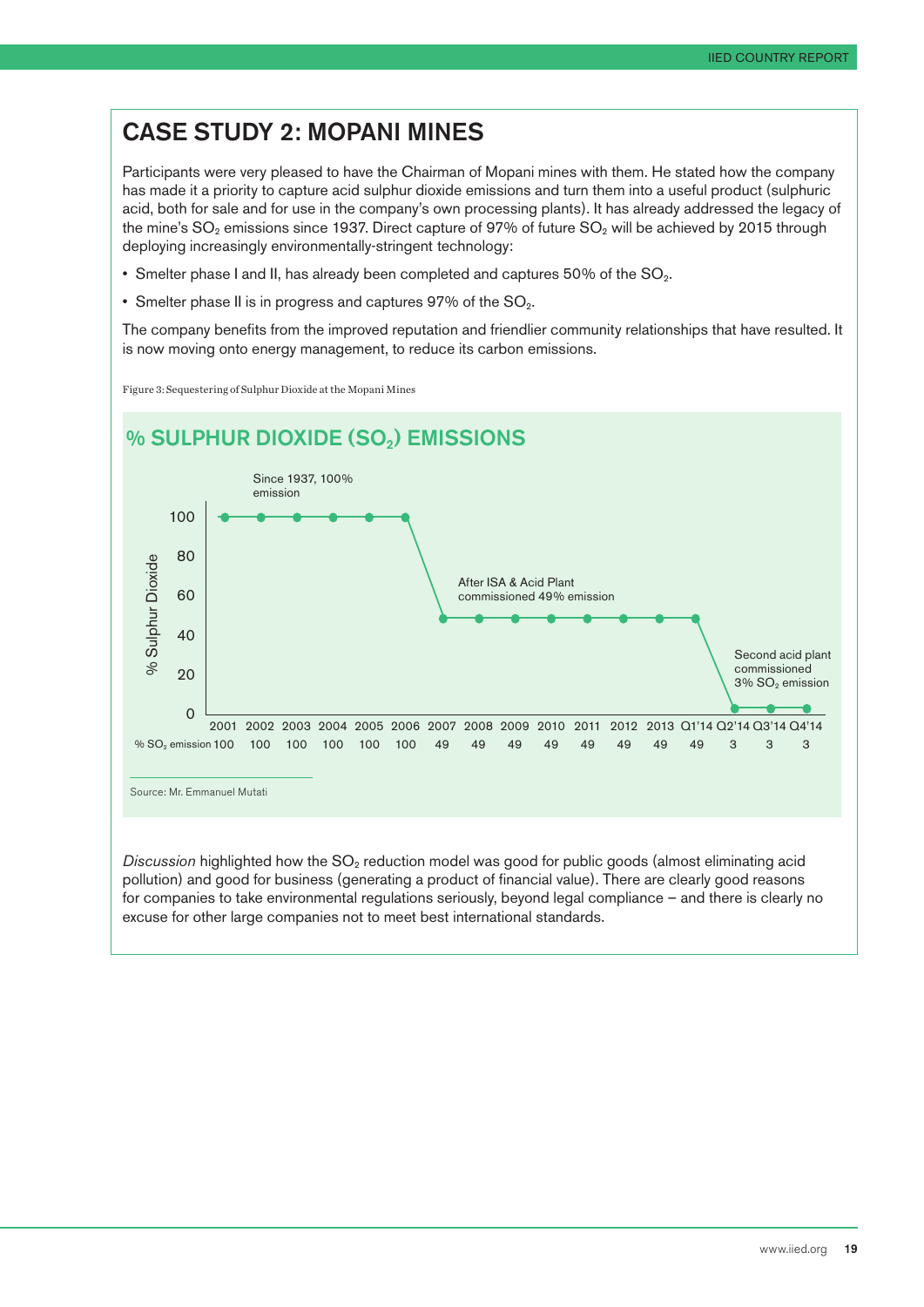## CASE STUDY 2: MOPANI MINES

Participants were very pleased to have the Chairman of Mopani mines with them. He stated how the company has made it a priority to capture acid sulphur dioxide emissions and turn them into a useful product (sulphuric acid, both for sale and for use in the company's own processing plants). It has already addressed the legacy of the mine's $SO_2$ emissions since 1937. Direct capture of 97% of future $SO_2$ will be achieved by 2015 through deploying increasingly environmentally-stringent technology:

- Smelter phase I and II, has already been completed and captures 50% of the $SO_2$.
- Smelter phase II is in progress and captures 97% of the $SO_2$.

The company benefits from the improved reputation and friendlier community relationships that have resulted. It is now moving onto energy management, to reduce its carbon emissions.

Figure 3: Sequestering of Sulphur Dioxide at the Mopani Mines

### % SULPHUR DIOXIDE ($SO_2$) EMISSIONS

Since 1937, 100% emission

After ISA & Acid Plant commissioned 49% emission

Second acid plant commissioned 3% $SO_2$ emission

| | 2001 | 2002 | 2003 | 2004 | 2005 | 2006 | 2007 | 2008 | 2009 | 2010 | 2011 | 2012 | 2013 | Q1'14 | Q2'14 | Q3'14 | Q4'14 |
|---|---|---|---|---|---|---|---|---|---|---|---|---|---|---|---|---|---|
| % $SO_2$ emission | 100 | 100 | 100 | 100 | 100 | 100 | 49 | 49 | 49 | 49 | 49 | 49 | 49 | 49 | 3 | 3 | 3 |

Source: Mr. Emmanuel Mutati

*Discussion* highlighted how the $SO_2$ reduction model was good for public goods (almost eliminating acid pollution) and good for business (generating a product of financial value). There are clearly good reasons for companies to take environmental regulations seriously, beyond legal compliance – and there is clearly no excuse for other large companies not to meet best international standards.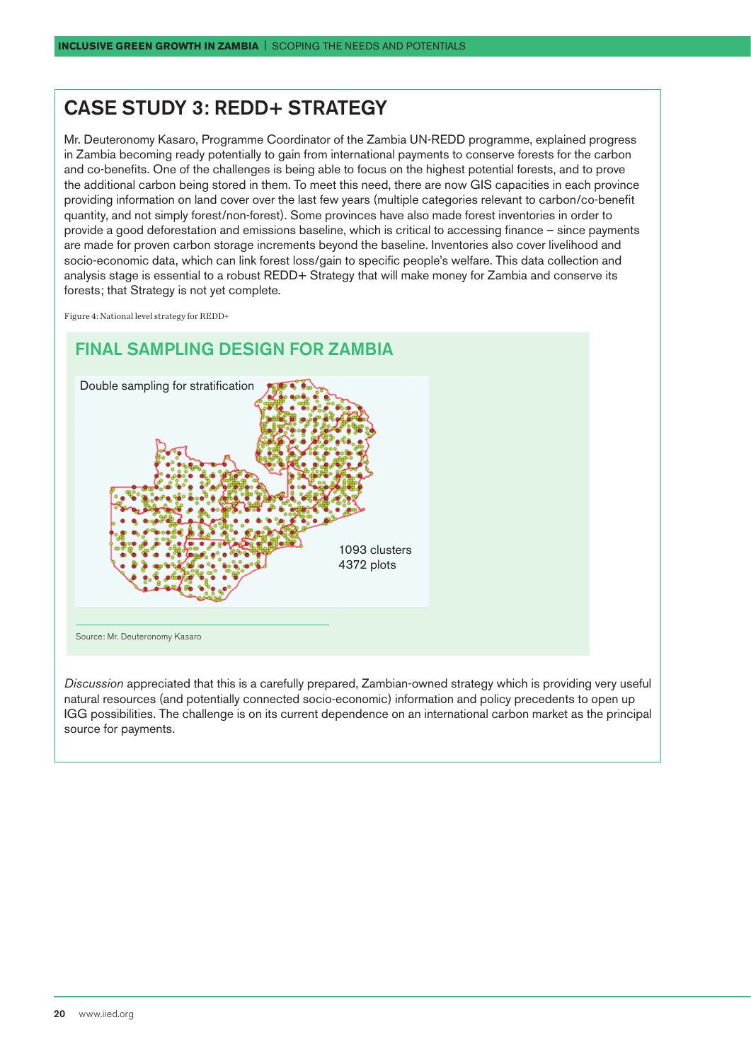## CASE STUDY 3: REDD+ STRATEGY

Mr. Deuteronomy Kasaro, Programme Coordinator of the Zambia UN-REDD programme, explained progress in Zambia becoming ready potentially to gain from international payments to conserve forests for the carbon and co-benefits. One of the challenges is being able to focus on the highest potential forests, and to prove the additional carbon being stored in them. To meet this need, there are now GIS capacities in each province providing information on land cover over the last few years (multiple categories relevant to carbon/co-benefit quantity, and not simply forest/non-forest). Some provinces have also made forest inventories in order to provide a good deforestation and emissions baseline, which is critical to accessing finance – since payments are made for proven carbon storage increments beyond the baseline. Inventories also cover livelihood and socio-economic data, which can link forest loss/gain to specific people's welfare. This data collection and analysis stage is essential to a robust REDD+ Strategy that will make money for Zambia and conserve its forests; that Strategy is not yet complete.

Figure 4: National level strategy for REDD+

### FINAL SAMPLING DESIGN FOR ZAMBIA

Double sampling for stratification

1093 clusters
4372 plots

Source: Mr. Deuteronomy Kasaro

*Discussion* appreciated that this is a carefully prepared, Zambian-owned strategy which is providing very useful natural resources (and potentially connected socio-economic) information and policy precedents to open up IGG possibilities. The challenge is on its current dependence on an international carbon market as the principal source for payments.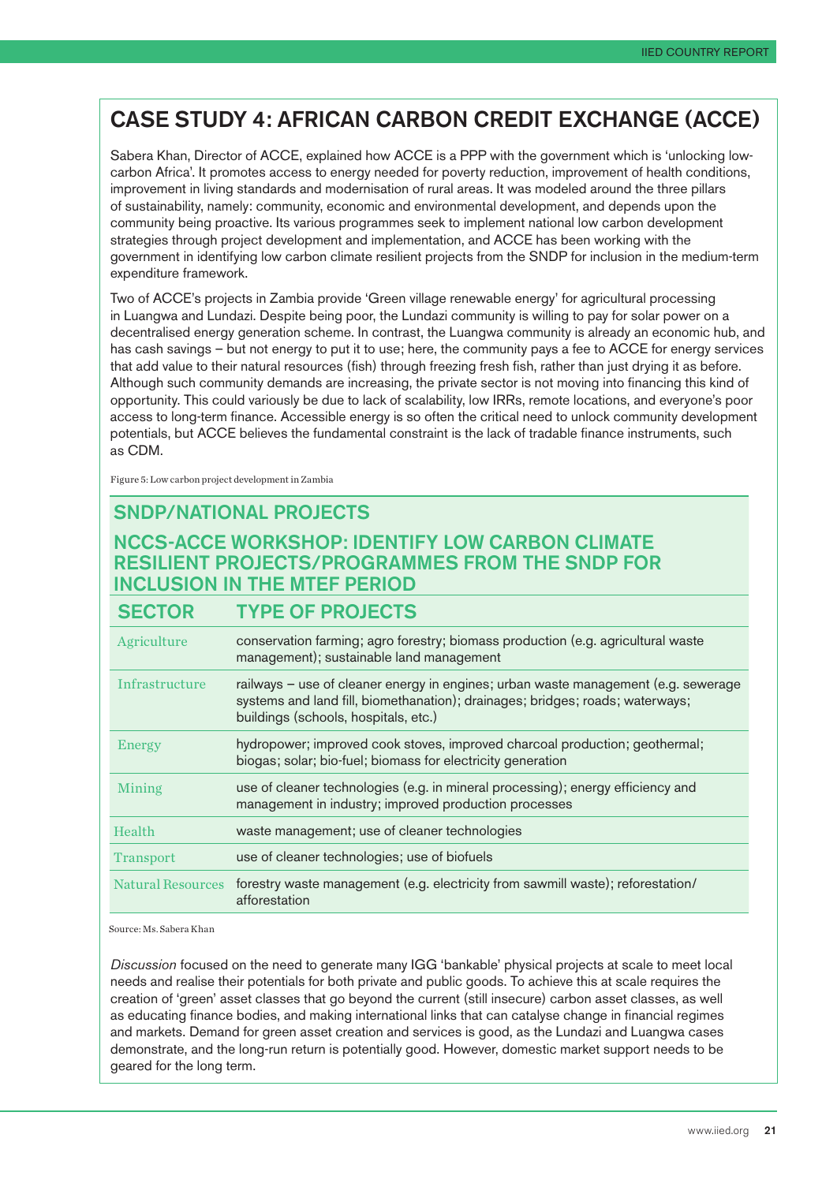## CASE STUDY 4: AFRICAN CARBON CREDIT EXCHANGE (ACCE)

Sabera Khan, Director of ACCE, explained how ACCE is a PPP with the government which is 'unlocking low-carbon Africa'. It promotes access to energy needed for poverty reduction, improvement of health conditions, improvement in living standards and modernisation of rural areas. It was modeled around the three pillars of sustainability, namely: community, economic and environmental development, and depends upon the community being proactive. Its various programmes seek to implement national low carbon development strategies through project development and implementation, and ACCE has been working with the government in identifying low carbon climate resilient projects from the SNDP for inclusion in the medium-term expenditure framework.

Two of ACCE's projects in Zambia provide 'Green village renewable energy' for agricultural processing in Luangwa and Lundazi. Despite being poor, the Lundazi community is willing to pay for solar power on a decentralised energy generation scheme. In contrast, the Luangwa community is already an economic hub, and has cash savings – but not energy to put it to use; here, the community pays a fee to ACCE for energy services that add value to their natural resources (fish) through freezing fresh fish, rather than just drying it as before. Although such community demands are increasing, the private sector is not moving into financing this kind of opportunity. This could variously be due to lack of scalability, low IRRs, remote locations, and everyone's poor access to long-term finance. Accessible energy is so often the critical need to unlock community development potentials, but ACCE believes the fundamental constraint is the lack of tradable finance instruments, such as CDM.

Figure 5: Low carbon project development in Zambia

### SNDP/NATIONAL PROJECTS

### NCCS-ACCE WORKSHOP: IDENTIFY LOW CARBON CLIMATE RESILIENT PROJECTS/PROGRAMMES FROM THE SNDP FOR INCLUSION IN THE MTEF PERIOD

| SECTOR | TYPE OF PROJECTS |
|---|---|
| Agriculture | conservation farming; agro forestry; biomass production (e.g. agricultural waste management); sustainable land management |
| Infrastructure | railways – use of cleaner energy in engines; urban waste management (e.g. sewerage systems and land fill, biomethanation); drainages; bridges; roads; waterways; buildings (schools, hospitals, etc.) |
| Energy | hydropower; improved cook stoves, improved charcoal production; geothermal; biogas; solar; bio-fuel; biomass for electricity generation |
| Mining | use of cleaner technologies (e.g. in mineral processing); energy efficiency and management in industry; improved production processes |
| Health | waste management; use of cleaner technologies |
| Transport | use of cleaner technologies; use of biofuels |
| Natural Resources | forestry waste management (e.g. electricity from sawmill waste); reforestation/afforestation |

Source: Ms. Sabera Khan

*Discussion* focused on the need to generate many IGG 'bankable' physical projects at scale to meet local needs and realise their potentials for both private and public goods. To achieve this at scale requires the creation of 'green' asset classes that go beyond the current (still insecure) carbon asset classes, as well as educating finance bodies, and making international links that can catalyse change in financial regimes and markets. Demand for green asset creation and services is good, as the Lundazi and Luangwa cases demonstrate, and the long-run return is potentially good. However, domestic market support needs to be geared for the long term.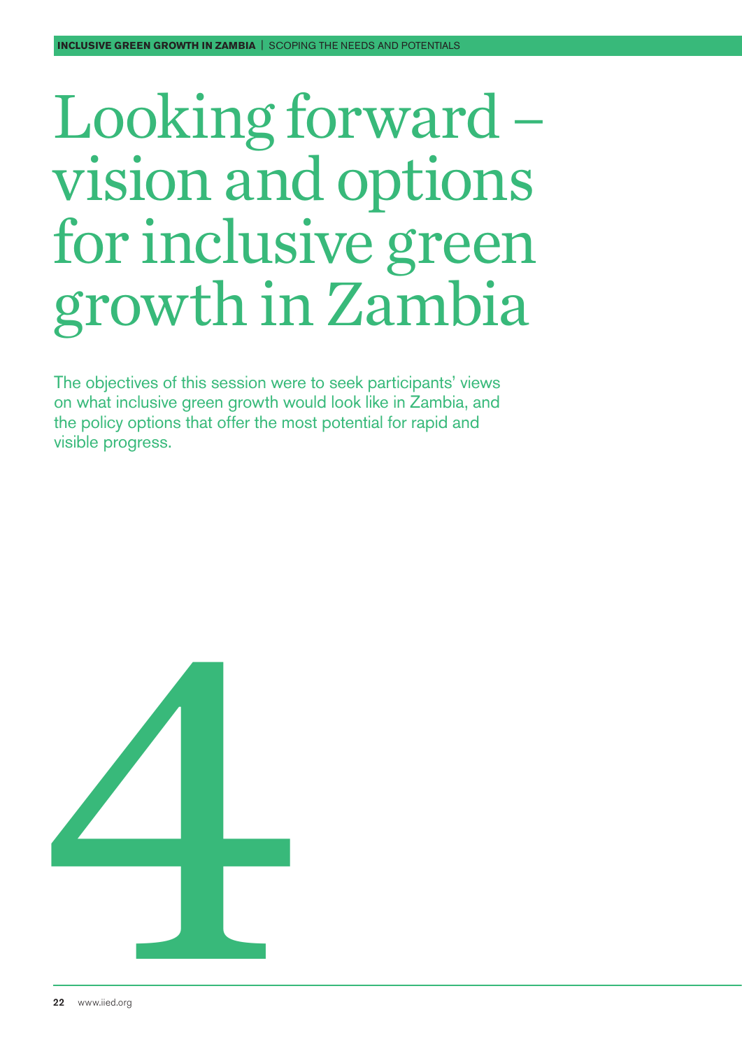# Looking forward – vision and options for inclusive green growth in Zambia

The objectives of this session were to seek participants' views on what inclusive green growth would look like in Zambia, and the policy options that offer the most potential for rapid and visible progress.

4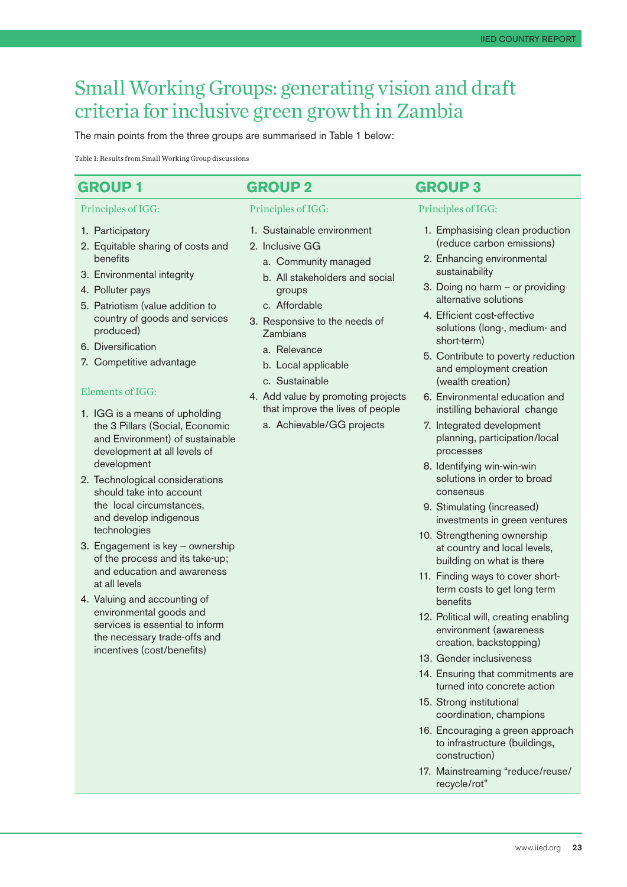# Small Working Groups: generating vision and draft criteria for inclusive green growth in Zambia

The main points from the three groups are summarised in Table 1 below:

Table 1: Results from Small Working Group discussions

## GROUP 1

Principles of IGG:

1. Participatory
2. Equitable sharing of costs and benefits
3. Environmental integrity
4. Polluter pays
5. Patriotism (value addition to country of goods and services produced)
6. Diversification
7. Competitive advantage

Elements of IGG:

1. IGG is a means of upholding the 3 Pillars (Social, Economic and Environment) of sustainable development at all levels of development
2. Technological considerations should take into account the local circumstances, and develop indigenous technologies
3. Engagement is key – ownership of the process and its take-up; and education and awareness at all levels
4. Valuing and accounting of environmental goods and services is essential to inform the necessary trade-offs and incentives (cost/benefits)

## GROUP 2

Principles of IGG:

1. Sustainable environment
2. Inclusive GG
   a. Community managed
   b. All stakeholders and social groups
   c. Affordable
3. Responsive to the needs of Zambians
   a. Relevance
   b. Local applicable
   c. Sustainable
4. Add value by promoting projects that improve the lives of people
   a. Achievable/GG projects

## GROUP 3

Principles of IGG:

1. Emphasising clean production (reduce carbon emissions)
2. Enhancing environmental sustainability
3. Doing no harm – or providing alternative solutions
4. Efficient cost-effective solutions (long-, medium- and short-term)
5. Contribute to poverty reduction and employment creation (wealth creation)
6. Environmental education and instilling behavioral change
7. Integrated development planning, participation/local processes
8. Identifying win-win-win solutions in order to broad consensus
9. Stimulating (increased) investments in green ventures
10. Strengthening ownership at country and local levels, building on what is there
11. Finding ways to cover short-term costs to get long term benefits
12. Political will, creating enabling environment (awareness creation, backstopping)
13. Gender inclusiveness
14. Ensuring that commitments are turned into concrete action
15. Strong institutional coordination, champions
16. Encouraging a green approach to infrastructure (buildings, construction)
17. Mainstreaming "reduce/reuse/recycle/rot"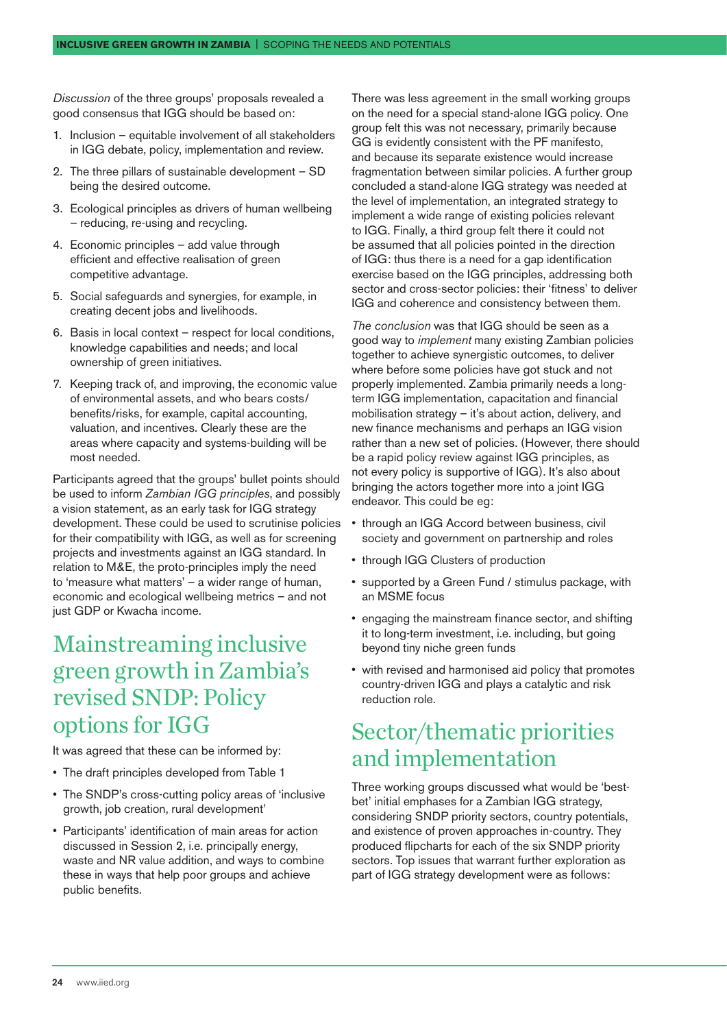*Discussion* of the three groups' proposals revealed a good consensus that IGG should be based on:

1. Inclusion – equitable involvement of all stakeholders in IGG debate, policy, implementation and review.
2. The three pillars of sustainable development – SD being the desired outcome.
3. Ecological principles as drivers of human wellbeing – reducing, re-using and recycling.
4. Economic principles – add value through efficient and effective realisation of green competitive advantage.
5. Social safeguards and synergies, for example, in creating decent jobs and livelihoods.
6. Basis in local context – respect for local conditions, knowledge capabilities and needs; and local ownership of green initiatives.
7. Keeping track of, and improving, the economic value of environmental assets, and who bears costs/benefits/risks, for example, capital accounting, valuation, and incentives. Clearly these are the areas where capacity and systems-building will be most needed.

Participants agreed that the groups' bullet points should be used to inform *Zambian IGG principles*, and possibly a vision statement, as an early task for IGG strategy development. These could be used to scrutinise policies for their compatibility with IGG, as well as for screening projects and investments against an IGG standard. In relation to M&E, the proto-principles imply the need to 'measure what matters' – a wider range of human, economic and ecological wellbeing metrics – and not just GDP or Kwacha income.

## Mainstreaming inclusive green growth in Zambia's revised SNDP: Policy options for IGG

It was agreed that these can be informed by:

- The draft principles developed from Table 1
- The SNDP's cross-cutting policy areas of 'inclusive growth, job creation, rural development'
- Participants' identification of main areas for action discussed in Session 2, i.e. principally energy, waste and NR value addition, and ways to combine these in ways that help poor groups and achieve public benefits.

There was less agreement in the small working groups on the need for a special stand-alone IGG policy. One group felt this was not necessary, primarily because GG is evidently consistent with the PF manifesto, and because its separate existence would increase fragmentation between similar policies. A further group concluded a stand-alone IGG strategy was needed at the level of implementation, an integrated strategy to implement a wide range of existing policies relevant to IGG. Finally, a third group felt there it could not be assumed that all policies pointed in the direction of IGG: thus there is a need for a gap identification exercise based on the IGG principles, addressing both sector and cross-sector policies: their 'fitness' to deliver IGG and coherence and consistency between them.

*The conclusion* was that IGG should be seen as a good way to *implement* many existing Zambian policies together to achieve synergistic outcomes, to deliver where before some policies have got stuck and not properly implemented. Zambia primarily needs a long-term IGG implementation, capacitation and financial mobilisation strategy – it's about action, delivery, and new finance mechanisms and perhaps an IGG vision rather than a new set of policies. (However, there should be a rapid policy review against IGG principles, as not every policy is supportive of IGG). It's also about bringing the actors together more into a joint IGG endeavor. This could be eg:

- through an IGG Accord between business, civil society and government on partnership and roles
- through IGG Clusters of production
- supported by a Green Fund / stimulus package, with an MSME focus
- engaging the mainstream finance sector, and shifting it to long-term investment, i.e. including, but going beyond tiny niche green funds
- with revised and harmonised aid policy that promotes country-driven IGG and plays a catalytic and risk reduction role.

## Sector/thematic priorities and implementation

Three working groups discussed what would be 'best-bet' initial emphases for a Zambian IGG strategy, considering SNDP priority sectors, country potentials, and existence of proven approaches in-country. They produced flipcharts for each of the six SNDP priority sectors. Top issues that warrant further exploration as part of IGG strategy development were as follows: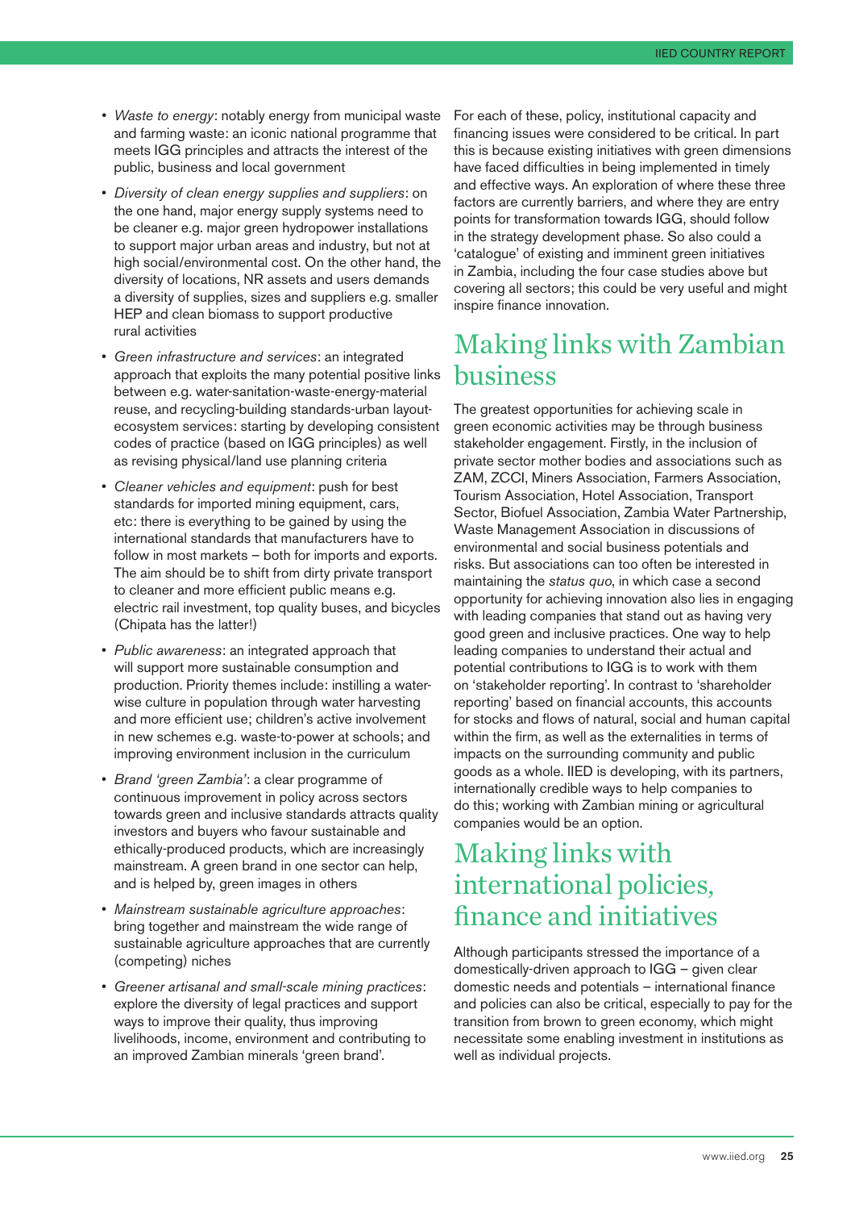- *Waste to energy*: notably energy from municipal waste and farming waste: an iconic national programme that meets IGG principles and attracts the interest of the public, business and local government
- *Diversity of clean energy supplies and suppliers*: on the one hand, major energy supply systems need to be cleaner e.g. major green hydropower installations to support major urban areas and industry, but not at high social/environmental cost. On the other hand, the diversity of locations, NR assets and users demands a diversity of supplies, sizes and suppliers e.g. smaller HEP and clean biomass to support productive rural activities
- *Green infrastructure and services*: an integrated approach that exploits the many potential positive links between e.g. water-sanitation-waste-energy-material reuse, and recycling-building standards-urban layout-ecosystem services: starting by developing consistent codes of practice (based on IGG principles) as well as revising physical/land use planning criteria
- *Cleaner vehicles and equipment*: push for best standards for imported mining equipment, cars, etc: there is everything to be gained by using the international standards that manufacturers have to follow in most markets – both for imports and exports. The aim should be to shift from dirty private transport to cleaner and more efficient public means e.g. electric rail investment, top quality buses, and bicycles (Chipata has the latter!)
- *Public awareness*: an integrated approach that will support more sustainable consumption and production. Priority themes include: instilling a water-wise culture in population through water harvesting and more efficient use; children's active involvement in new schemes e.g. waste-to-power at schools; and improving environment inclusion in the curriculum
- *Brand 'green Zambia'*: a clear programme of continuous improvement in policy across sectors towards green and inclusive standards attracts quality investors and buyers who favour sustainable and ethically-produced products, which are increasingly mainstream. A green brand in one sector can help, and is helped by, green images in others
- *Mainstream sustainable agriculture approaches*: bring together and mainstream the wide range of sustainable agriculture approaches that are currently (competing) niches
- *Greener artisanal and small-scale mining practices*: explore the diversity of legal practices and support ways to improve their quality, thus improving livelihoods, income, environment and contributing to an improved Zambian minerals 'green brand'.

For each of these, policy, institutional capacity and financing issues were considered to be critical. In part this is because existing initiatives with green dimensions have faced difficulties in being implemented in timely and effective ways. An exploration of where these three factors are currently barriers, and where they are entry points for transformation towards IGG, should follow in the strategy development phase. So also could a 'catalogue' of existing and imminent green initiatives in Zambia, including the four case studies above but covering all sectors; this could be very useful and might inspire finance innovation.

## Making links with Zambian business

The greatest opportunities for achieving scale in green economic activities may be through business stakeholder engagement. Firstly, in the inclusion of private sector mother bodies and associations such as ZAM, ZCCI, Miners Association, Farmers Association, Tourism Association, Hotel Association, Transport Sector, Biofuel Association, Zambia Water Partnership, Waste Management Association in discussions of environmental and social business potentials and risks. But associations can too often be interested in maintaining the *status quo*, in which case a second opportunity for achieving innovation also lies in engaging with leading companies that stand out as having very good green and inclusive practices. One way to help leading companies to understand their actual and potential contributions to IGG is to work with them on 'stakeholder reporting'. In contrast to 'shareholder reporting' based on financial accounts, this accounts for stocks and flows of natural, social and human capital within the firm, as well as the externalities in terms of impacts on the surrounding community and public goods as a whole. IIED is developing, with its partners, internationally credible ways to help companies to do this; working with Zambian mining or agricultural companies would be an option.

## Making links with international policies, finance and initiatives

Although participants stressed the importance of a domestically-driven approach to IGG – given clear domestic needs and potentials – international finance and policies can also be critical, especially to pay for the transition from brown to green economy, which might necessitate some enabling investment in institutions as well as individual projects.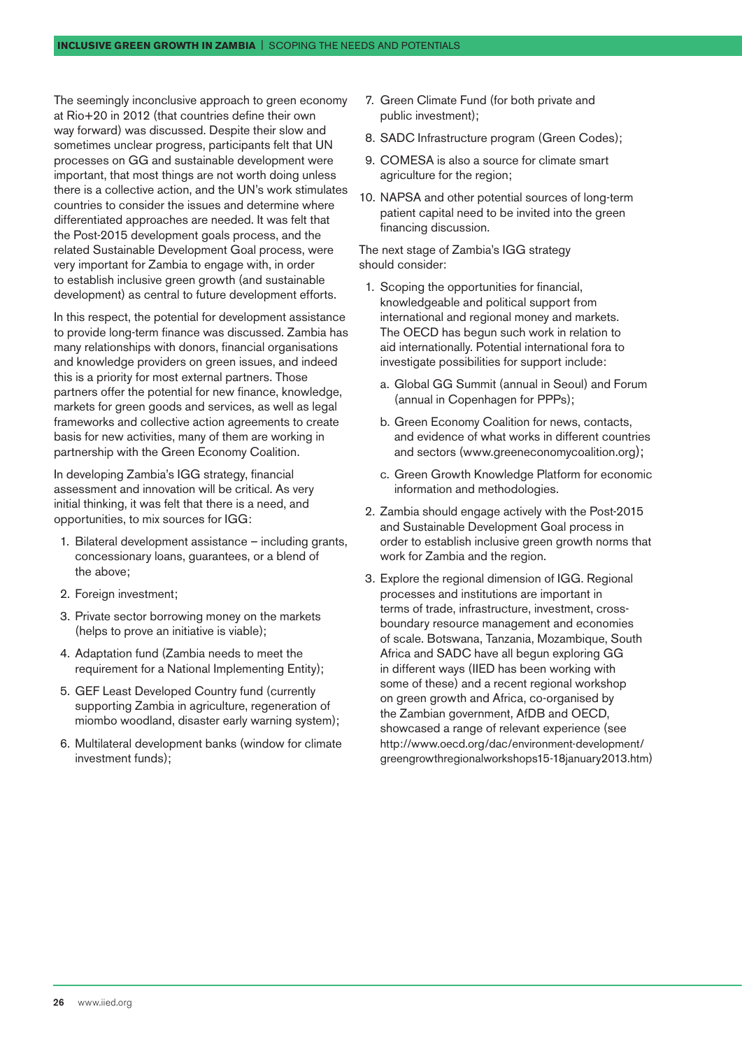The seemingly inconclusive approach to green economy at Rio+20 in 2012 (that countries define their own way forward) was discussed. Despite their slow and sometimes unclear progress, participants felt that UN processes on GG and sustainable development were important, that most things are not worth doing unless there is a collective action, and the UN's work stimulates countries to consider the issues and determine where differentiated approaches are needed. It was felt that the Post-2015 development goals process, and the related Sustainable Development Goal process, were very important for Zambia to engage with, in order to establish inclusive green growth (and sustainable development) as central to future development efforts.

In this respect, the potential for development assistance to provide long-term finance was discussed. Zambia has many relationships with donors, financial organisations and knowledge providers on green issues, and indeed this is a priority for most external partners. Those partners offer the potential for new finance, knowledge, markets for green goods and services, as well as legal frameworks and collective action agreements to create basis for new activities, many of them are working in partnership with the Green Economy Coalition.

In developing Zambia's IGG strategy, financial assessment and innovation will be critical. As very initial thinking, it was felt that there is a need, and opportunities, to mix sources for IGG:

1. Bilateral development assistance – including grants, concessionary loans, guarantees, or a blend of the above;
2. Foreign investment;
3. Private sector borrowing money on the markets (helps to prove an initiative is viable);
4. Adaptation fund (Zambia needs to meet the requirement for a National Implementing Entity);
5. GEF Least Developed Country fund (currently supporting Zambia in agriculture, regeneration of miombo woodland, disaster early warning system);
6. Multilateral development banks (window for climate investment funds);
7. Green Climate Fund (for both private and public investment);
8. SADC Infrastructure program (Green Codes);
9. COMESA is also a source for climate smart agriculture for the region;
10. NAPSA and other potential sources of long-term patient capital need to be invited into the green financing discussion.

The next stage of Zambia's IGG strategy should consider:

1. Scoping the opportunities for financial, knowledgeable and political support from international and regional money and markets. The OECD has begun such work in relation to aid internationally. Potential international fora to investigate possibilities for support include:
   a. Global GG Summit (annual in Seoul) and Forum (annual in Copenhagen for PPPs);
   b. Green Economy Coalition for news, contacts, and evidence of what works in different countries and sectors (www.greeneconomycoalition.org);
   c. Green Growth Knowledge Platform for economic information and methodologies.
2. Zambia should engage actively with the Post-2015 and Sustainable Development Goal process in order to establish inclusive green growth norms that work for Zambia and the region.
3. Explore the regional dimension of IGG. Regional processes and institutions are important in terms of trade, infrastructure, investment, cross-boundary resource management and economies of scale. Botswana, Tanzania, Mozambique, South Africa and SADC have all begun exploring GG in different ways (IIED has been working with some of these) and a recent regional workshop on green growth and Africa, co-organised by the Zambian government, AfDB and OECD, showcased a range of relevant experience (see http://www.oecd.org/dac/environment-development/greengrowthregionalworkshops15-18january2013.htm)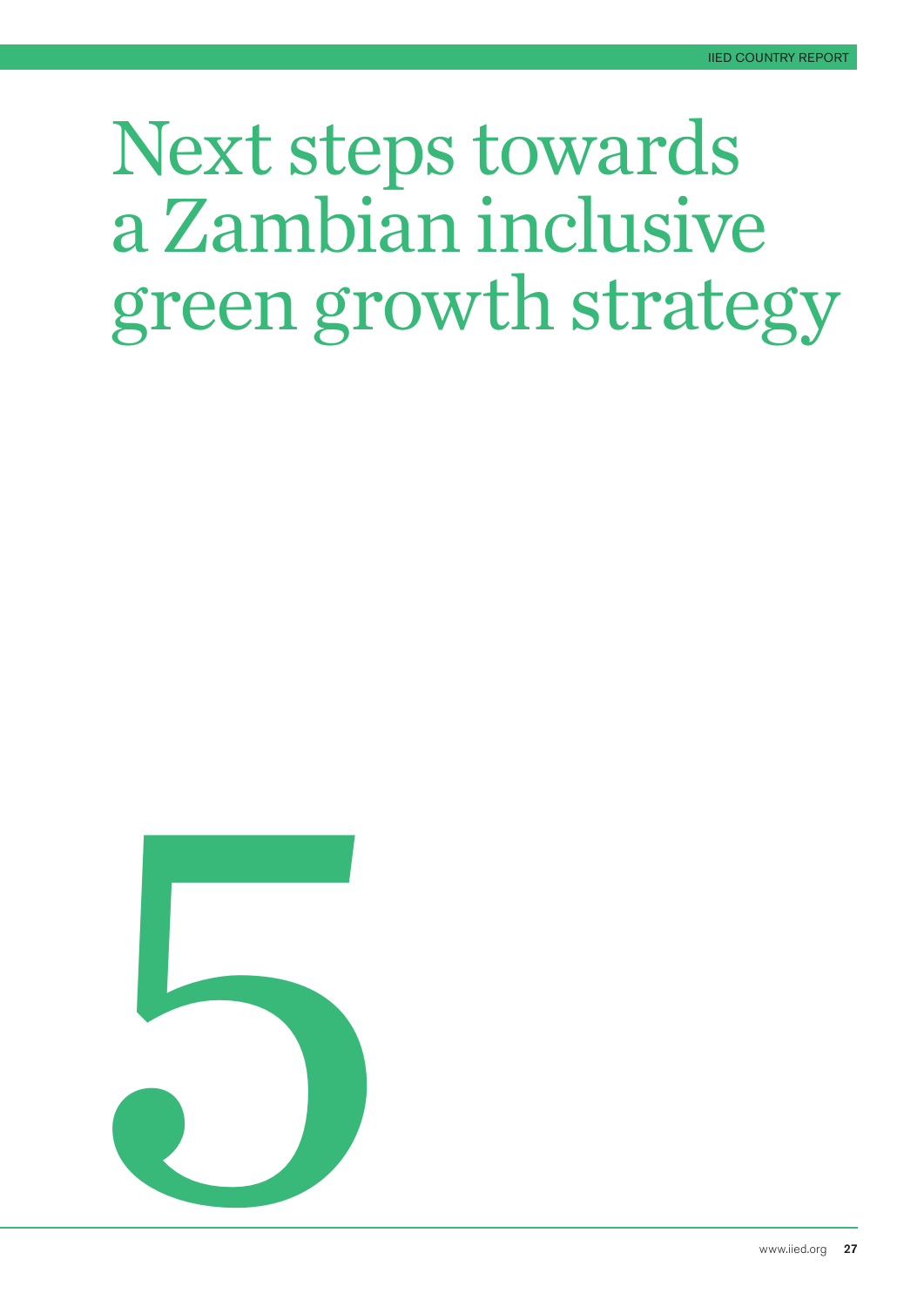# Next steps towards a Zambian inclusive green growth strategy

5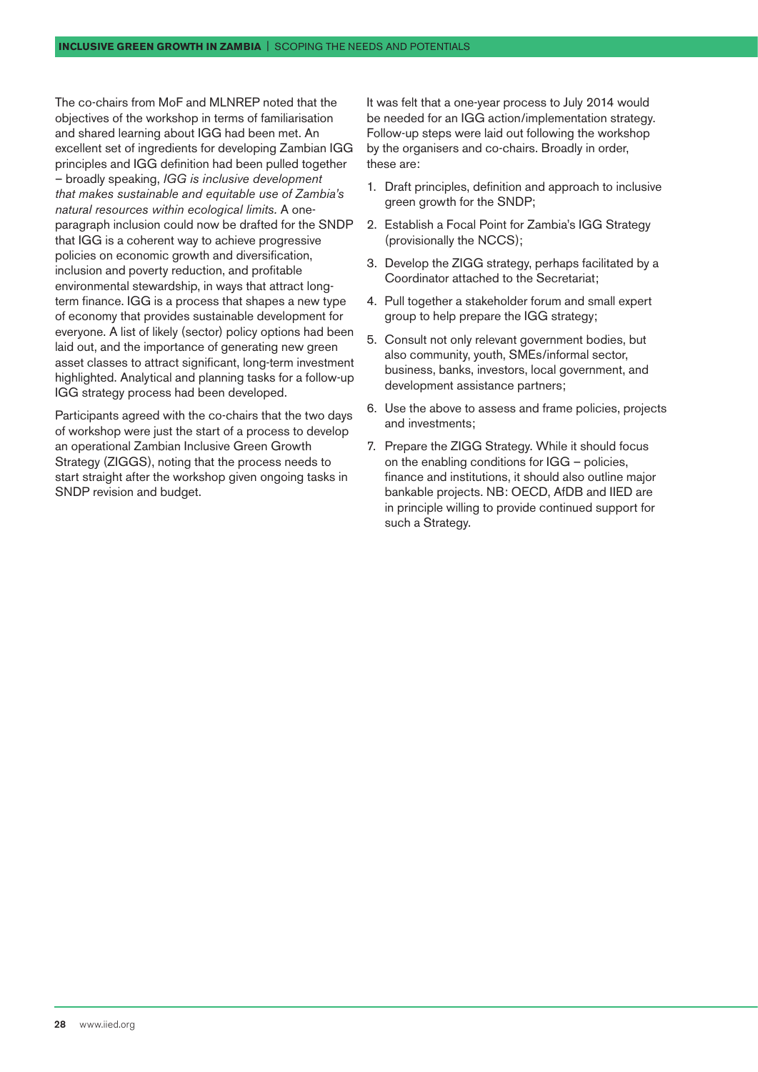The co-chairs from MoF and MLNREP noted that the objectives of the workshop in terms of familiarisation and shared learning about IGG had been met. An excellent set of ingredients for developing Zambian IGG principles and IGG definition had been pulled together – broadly speaking, *IGG is inclusive development that makes sustainable and equitable use of Zambia's natural resources within ecological limits.* A one-paragraph inclusion could now be drafted for the SNDP that IGG is a coherent way to achieve progressive policies on economic growth and diversification, inclusion and poverty reduction, and profitable environmental stewardship, in ways that attract long-term finance. IGG is a process that shapes a new type of economy that provides sustainable development for everyone. A list of likely (sector) policy options had been laid out, and the importance of generating new green asset classes to attract significant, long-term investment highlighted. Analytical and planning tasks for a follow-up IGG strategy process had been developed.

Participants agreed with the co-chairs that the two days of workshop were just the start of a process to develop an operational Zambian Inclusive Green Growth Strategy (ZIGGS), noting that the process needs to start straight after the workshop given ongoing tasks in SNDP revision and budget.

It was felt that a one-year process to July 2014 would be needed for an IGG action/implementation strategy. Follow-up steps were laid out following the workshop by the organisers and co-chairs. Broadly in order, these are:

1. Draft principles, definition and approach to inclusive green growth for the SNDP;
2. Establish a Focal Point for Zambia's IGG Strategy (provisionally the NCCS);
3. Develop the ZIGG strategy, perhaps facilitated by a Coordinator attached to the Secretariat;
4. Pull together a stakeholder forum and small expert group to help prepare the IGG strategy;
5. Consult not only relevant government bodies, but also community, youth, SMEs/informal sector, business, banks, investors, local government, and development assistance partners;
6. Use the above to assess and frame policies, projects and investments;
7. Prepare the ZIGG Strategy. While it should focus on the enabling conditions for IGG – policies, finance and institutions, it should also outline major bankable projects. NB: OECD, AfDB and IIED are in principle willing to provide continued support for such a Strategy.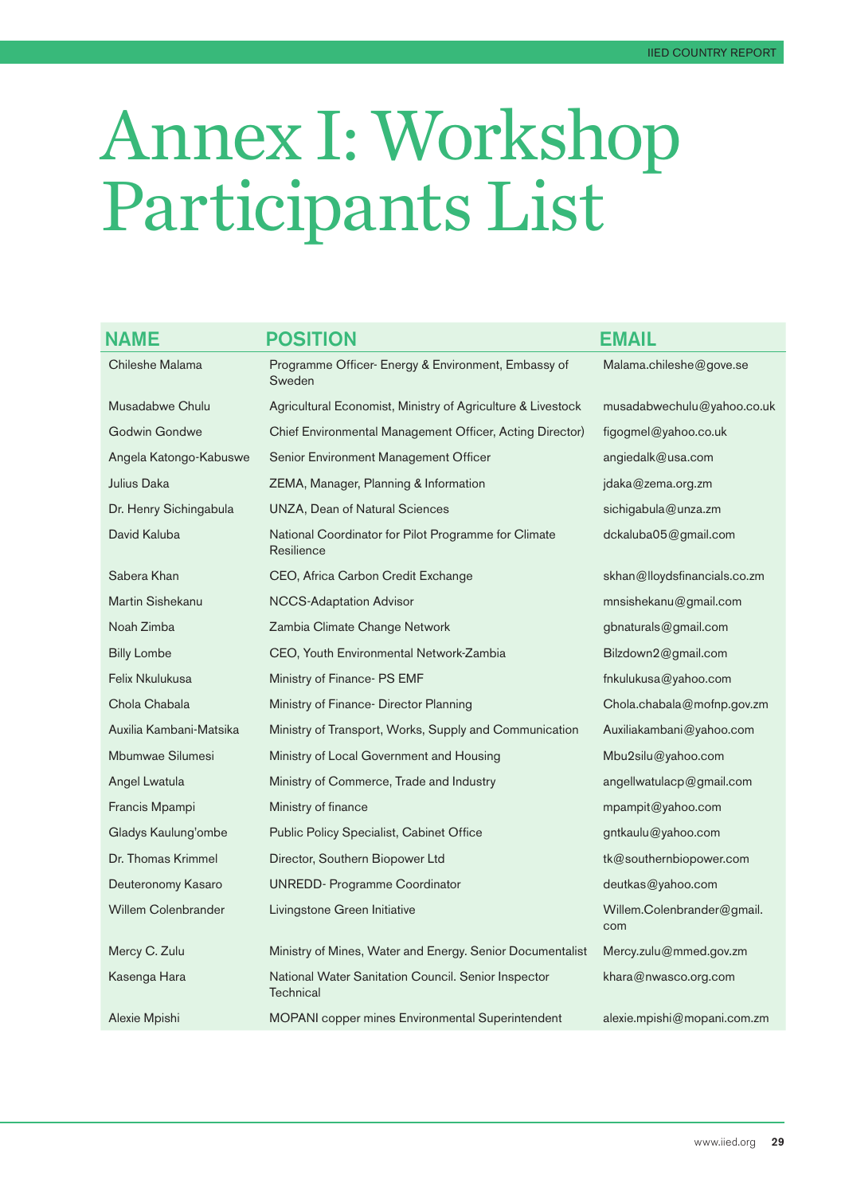# Annex I: Workshop Participants List

| NAME | POSITION | EMAIL |
|---|---|---|
| Chileshe Malama | Programme Officer- Energy & Environment, Embassy of Sweden | Malama.chileshe@gove.se |
| Musadabwe Chulu | Agricultural Economist, Ministry of Agriculture & Livestock | musadabwechulu@yahoo.co.uk |
| Godwin Gondwe | Chief Environmental Management Officer, Acting Director) | figogmel@yahoo.co.uk |
| Angela Katongo-Kabuswe | Senior Environment Management Officer | angiedalk@usa.com |
| Julius Daka | ZEMA, Manager, Planning & Information | jdaka@zema.org.zm |
| Dr. Henry Sichingabula | UNZA, Dean of Natural Sciences | sichigabula@unza.zm |
| David Kaluba | National Coordinator for Pilot Programme for Climate Resilience | dckaluba05@gmail.com |
| Sabera Khan | CEO, Africa Carbon Credit Exchange | skhan@lloydsfinancials.co.zm |
| Martin Sishekanu | NCCS-Adaptation Advisor | mnsishekanu@gmail.com |
| Noah Zimba | Zambia Climate Change Network | gbnaturals@gmail.com |
| Billy Lombe | CEO, Youth Environmental Network-Zambia | Bilzdown2@gmail.com |
| Felix Nkulukusa | Ministry of Finance- PS EMF | fnkulukusa@yahoo.com |
| Chola Chabala | Ministry of Finance- Director Planning | Chola.chabala@mofnp.gov.zm |
| Auxilia Kambani-Matsika | Ministry of Transport, Works, Supply and Communication | Auxiliakambani@yahoo.com |
| Mbumwae Silumesi | Ministry of Local Government and Housing | Mbu2silu@yahoo.com |
| Angel Lwatula | Ministry of Commerce, Trade and Industry | angellwatulacp@gmail.com |
| Francis Mpampi | Ministry of finance | mpampit@yahoo.com |
| Gladys Kaulung'ombe | Public Policy Specialist, Cabinet Office | gntkaulu@yahoo.com |
| Dr. Thomas Krimmel | Director, Southern Biopower Ltd | tk@southernbiopower.com |
| Deuteronomy Kasaro | UNREDD- Programme Coordinator | deutkas@yahoo.com |
| Willem Colenbrander | Livingstone Green Initiative | Willem.Colenbrander@gmail.com |
| Mercy C. Zulu | Ministry of Mines, Water and Energy. Senior Documentalist | Mercy.zulu@mmed.gov.zm |
| Kasenga Hara | National Water Sanitation Council. Senior Inspector Technical | khara@nwasco.org.com |
| Alexie Mpishi | MOPANI copper mines Environmental Superintendent | alexie.mpishi@mopani.com.zm |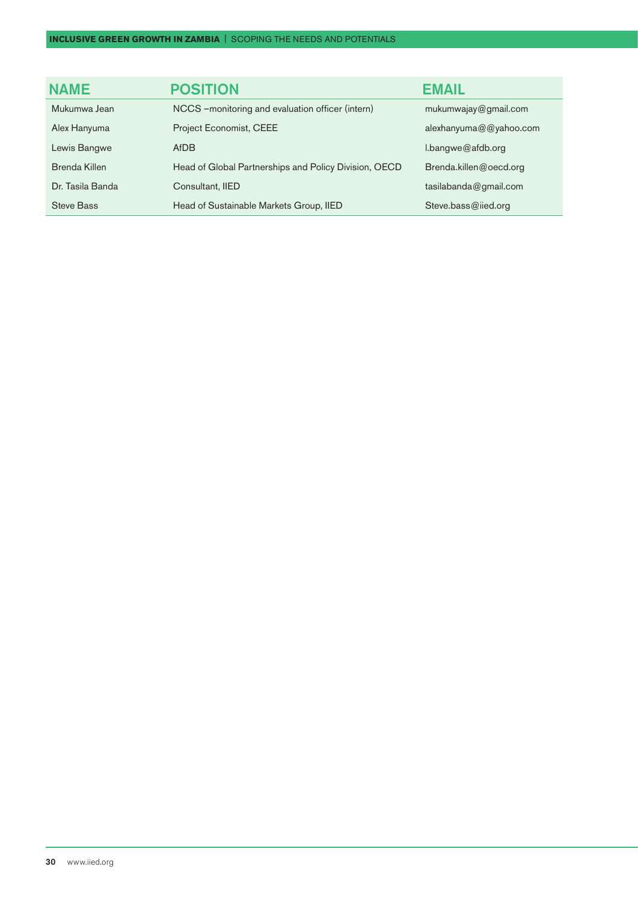| NAME | POSITION | EMAIL |
| --- | --- | --- |
| Mukumwa Jean | NCCS –monitoring and evaluation officer (intern) | mukumwajay@gmail.com |
| Alex Hanyuma | Project Economist, CEEE | alexhanyuma@@yahoo.com |
| Lewis Bangwe | AfDB | l.bangwe@afdb.org |
| Brenda Killen | Head of Global Partnerships and Policy Division, OECD | Brenda.killen@oecd.org |
| Dr. Tasila Banda | Consultant, IIED | tasilabanda@gmail.com |
| Steve Bass | Head of Sustainable Markets Group, IIED | Steve.bass@iied.org |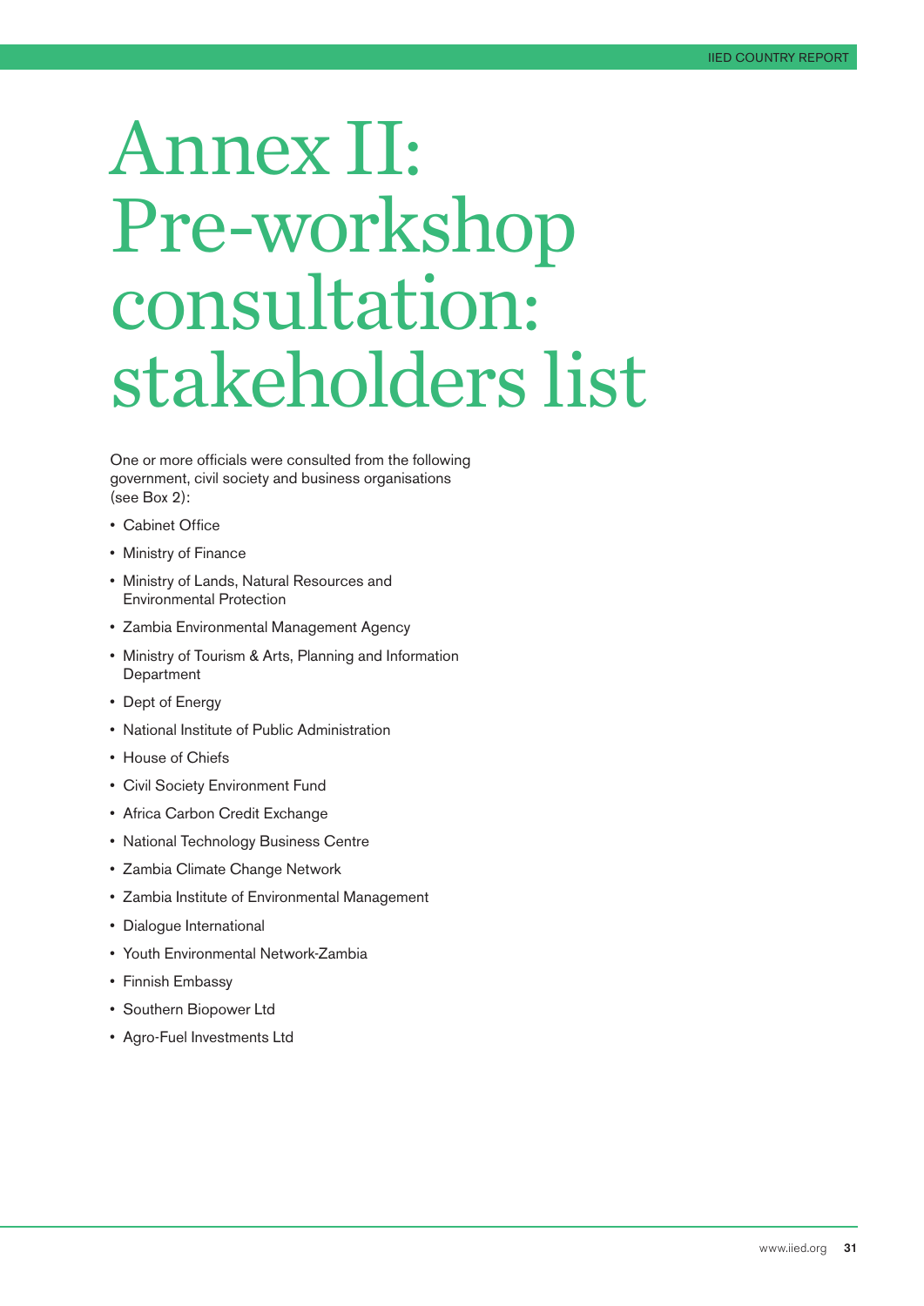# Annex II: Pre-workshop consultation: stakeholders list

One or more officials were consulted from the following government, civil society and business organisations (see Box 2):

- Cabinet Office
- Ministry of Finance
- Ministry of Lands, Natural Resources and Environmental Protection
- Zambia Environmental Management Agency
- Ministry of Tourism & Arts, Planning and Information Department
- Dept of Energy
- National Institute of Public Administration
- House of Chiefs
- Civil Society Environment Fund
- Africa Carbon Credit Exchange
- National Technology Business Centre
- Zambia Climate Change Network
- Zambia Institute of Environmental Management
- Dialogue International
- Youth Environmental Network-Zambia
- Finnish Embassy
- Southern Biopower Ltd
- Agro-Fuel Investments Ltd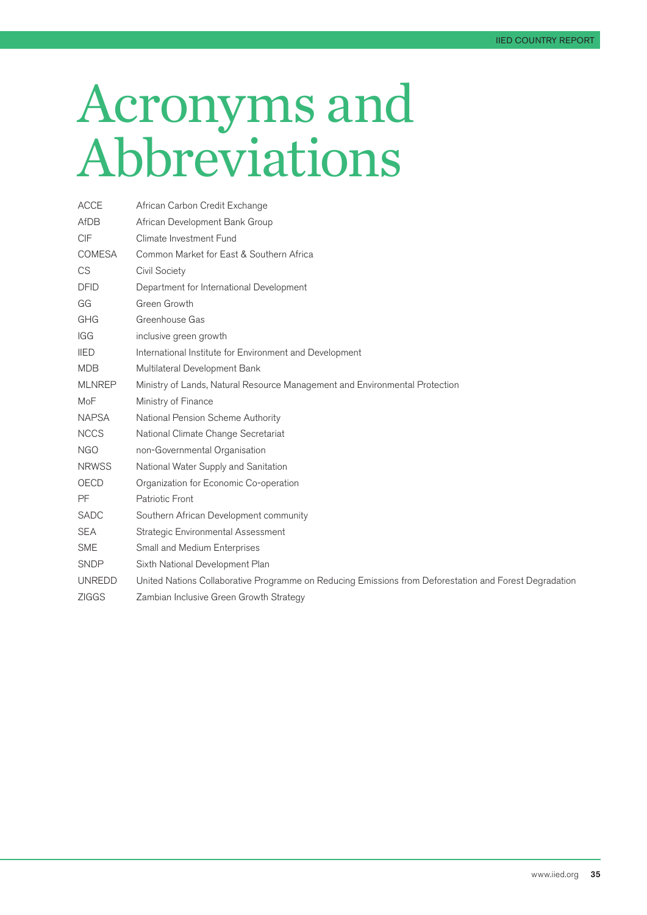# Acronyms and Abbreviations

| | |
|---|---|
| ACCE | African Carbon Credit Exchange |
| AfDB | African Development Bank Group |
| CIF | Climate Investment Fund |
| COMESA | Common Market for East & Southern Africa |
| CS | Civil Society |
| DFID | Department for International Development |
| GG | Green Growth |
| GHG | Greenhouse Gas |
| IGG | inclusive green growth |
| IIED | International Institute for Environment and Development |
| MDB | Multilateral Development Bank |
| MLNREP | Ministry of Lands, Natural Resource Management and Environmental Protection |
| MoF | Ministry of Finance |
| NAPSA | National Pension Scheme Authority |
| NCCS | National Climate Change Secretariat |
| NGO | non-Governmental Organisation |
| NRWSS | National Water Supply and Sanitation |
| OECD | Organization for Economic Co-operation |
| PF | Patriotic Front |
| SADC | Southern African Development community |
| SEA | Strategic Environmental Assessment |
| SME | Small and Medium Enterprises |
| SNDP | Sixth National Development Plan |
| UNREDD | United Nations Collaborative Programme on Reducing Emissions from Deforestation and Forest Degradation |
| ZIGGS | Zambian Inclusive Green Growth Strategy |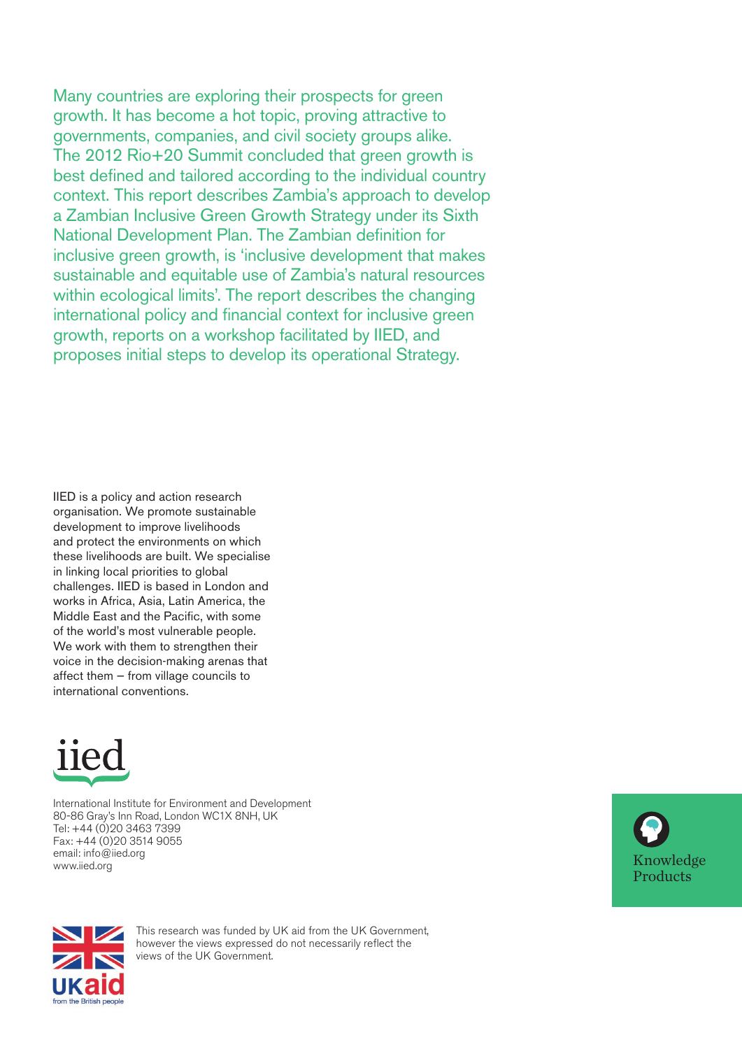Many countries are exploring their prospects for green growth. It has become a hot topic, proving attractive to governments, companies, and civil society groups alike. The 2012 Rio+20 Summit concluded that green growth is best defined and tailored according to the individual country context. This report describes Zambia's approach to develop a Zambian Inclusive Green Growth Strategy under its Sixth National Development Plan. The Zambian definition for inclusive green growth, is 'inclusive development that makes sustainable and equitable use of Zambia's natural resources within ecological limits'. The report describes the changing international policy and financial context for inclusive green growth, reports on a workshop facilitated by IIED, and proposes initial steps to develop its operational Strategy.

IIED is a policy and action research organisation. We promote sustainable development to improve livelihoods and protect the environments on which these livelihoods are built. We specialise in linking local priorities to global challenges. IIED is based in London and works in Africa, Asia, Latin America, the Middle East and the Pacific, with some of the world's most vulnerable people. We work with them to strengthen their voice in the decision-making arenas that affect them – from village councils to international conventions.

iied

International Institute for Environment and Development
80-86 Gray's Inn Road, London WC1X 8NH, UK
Tel: +44 (0)20 3463 7399
Fax: +44 (0)20 3514 9055
email: info@iied.org
www.iied.org

Knowledge Products

UKaid from the British people

This research was funded by UK aid from the UK Government, however the views expressed do not necessarily reflect the views of the UK Government.